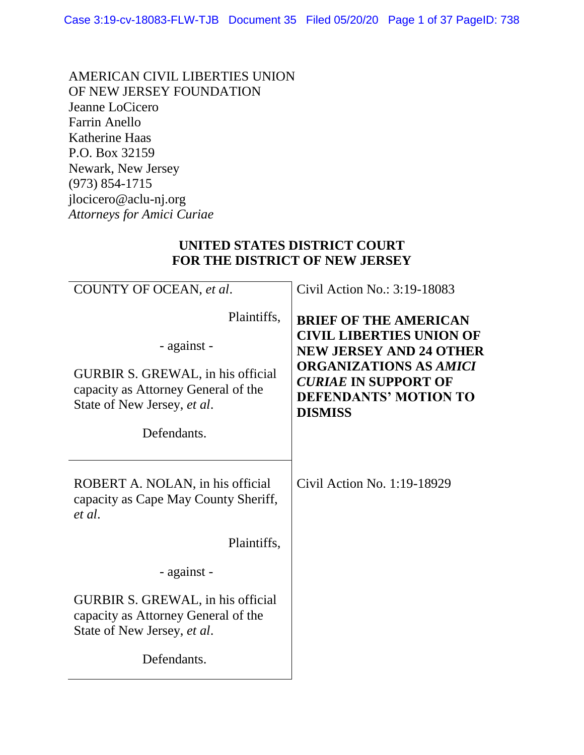AMERICAN CIVIL LIBERTIES UNION
OF NEW JERSEY FOUNDATION
Jeanne LoCicero
Farrin Anello
Katherine Haas
P.O. Box 32159
Newark, New Jersey
(973) 854-1715
jlocicero@aclu-nj.org
*Attorneys for Amici Curiae*

**UNITED STATES DISTRICT COURT**
**FOR THE DISTRICT OF NEW JERSEY**

| | |
|---|---|
| COUNTY OF OCEAN, *et al*.<br><br>Plaintiffs,<br><br>- against -<br><br>GURBIR S. GREWAL, in his official capacity as Attorney General of the State of New Jersey, *et al*.<br><br>Defendants. | Civil Action No.: 3:19-18083<br><br>**BRIEF OF THE AMERICAN CIVIL LIBERTIES UNION OF NEW JERSEY AND 24 OTHER ORGANIZATIONS AS *AMICI CURIAE* IN SUPPORT OF DEFENDANTS' MOTION TO DISMISS** |
| ROBERT A. NOLAN, in his official capacity as Cape May County Sheriff, *et al*.<br><br>Plaintiffs,<br><br>- against -<br><br>GURBIR S. GREWAL, in his official capacity as Attorney General of the State of New Jersey, *et al*.<br><br>Defendants. | Civil Action No. 1:19-18929 |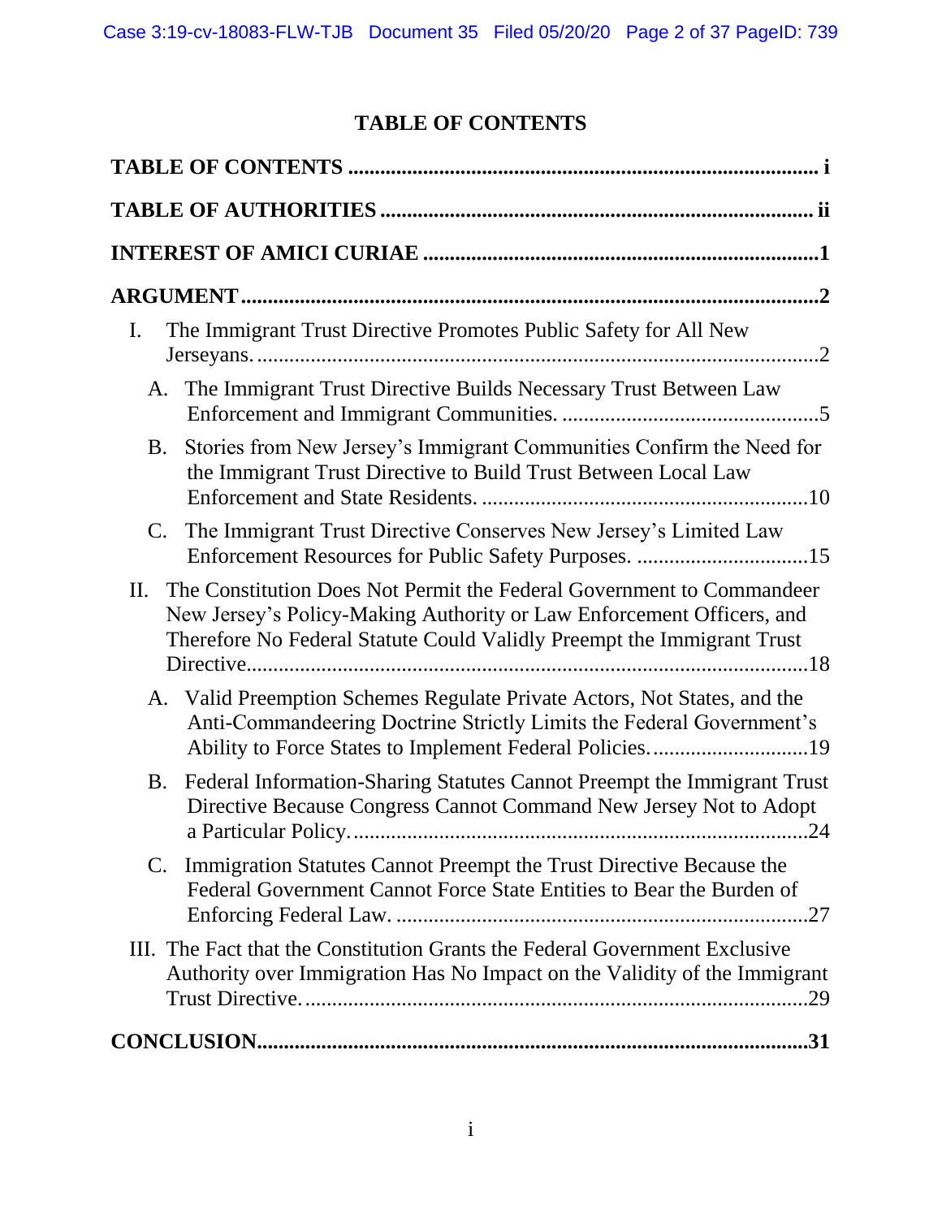# TABLE OF CONTENTS

**TABLE OF CONTENTS** ........................................................................................ i

**TABLE OF AUTHORITIES** .................................................................................. ii

**INTEREST OF AMICI CURIAE** ...........................................................................1

**ARGUMENT** .........................................................................................................2

I. The Immigrant Trust Directive Promotes Public Safety for All New Jerseyans. ........................................................................................................2

   A. The Immigrant Trust Directive Builds Necessary Trust Between Law Enforcement and Immigrant Communities. .................................................5

   B. Stories from New Jersey's Immigrant Communities Confirm the Need for the Immigrant Trust Directive to Build Trust Between Local Law Enforcement and State Residents. .............................................................10

   C. The Immigrant Trust Directive Conserves New Jersey's Limited Law Enforcement Resources for Public Safety Purposes. ................................15

II. The Constitution Does Not Permit the Federal Government to Commandeer New Jersey's Policy-Making Authority or Law Enforcement Officers, and Therefore No Federal Statute Could Validly Preempt the Immigrant Trust Directive.........................................................................................................18

   A. Valid Preemption Schemes Regulate Private Actors, Not States, and the Anti-Commandeering Doctrine Strictly Limits the Federal Government's Ability to Force States to Implement Federal Policies..............................19

   B. Federal Information-Sharing Statutes Cannot Preempt the Immigrant Trust Directive Because Congress Cannot Command New Jersey Not to Adopt a Particular Policy......................................................................................24

   C. Immigration Statutes Cannot Preempt the Trust Directive Because the Federal Government Cannot Force State Entities to Bear the Burden of Enforcing Federal Law. ..............................................................................27

III. The Fact that the Constitution Grants the Federal Government Exclusive Authority over Immigration Has No Impact on the Validity of the Immigrant Trust Directive..............................................................................................29

**CONCLUSION**.......................................................................................................31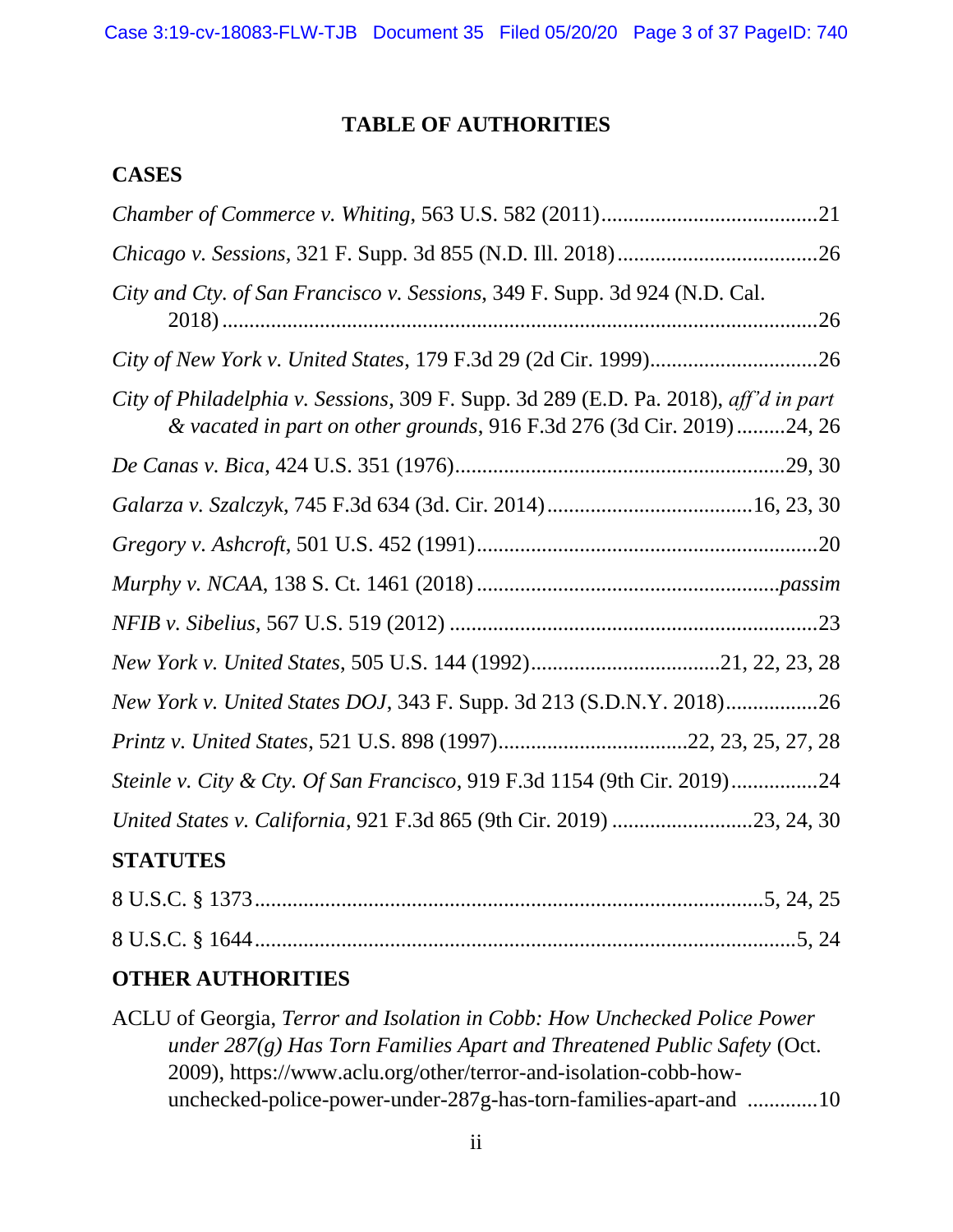## TABLE OF AUTHORITIES

### CASES

*Chamber of Commerce v. Whiting*, 563 U.S. 582 (2011)........................................21

*Chicago v. Sessions*, 321 F. Supp. 3d 855 (N.D. Ill. 2018).....................................26

*City and Cty. of San Francisco v. Sessions*, 349 F. Supp. 3d 924 (N.D. Cal. 2018)..............................................................................................................26

*City of New York v. United States*, 179 F.3d 29 (2d Cir. 1999)...............................26

*City of Philadelphia v. Sessions*, 309 F. Supp. 3d 289 (E.D. Pa. 2018), *aff'd in part & vacated in part on other grounds*, 916 F.3d 276 (3d Cir. 2019).........24, 26

*De Canas v. Bica*, 424 U.S. 351 (1976).............................................................29, 30

*Galarza v. Szalczyk*, 745 F.3d 634 (3d. Cir. 2014).....................................16, 23, 30

*Gregory v. Ashcroft*, 501 U.S. 452 (1991)...............................................................20

*Murphy v. NCAA*, 138 S. Ct. 1461 (2018).......................................................*passim*

*NFIB v. Sibelius*, 567 U.S. 519 (2012) ....................................................................23

*New York v. United States*, 505 U.S. 144 (1992)...................................21, 22, 23, 28

*New York v. United States DOJ*, 343 F. Supp. 3d 213 (S.D.N.Y. 2018).................26

*Printz v. United States*, 521 U.S. 898 (1997)..................................22, 23, 25, 27, 28

*Steinle v. City & Cty. Of San Francisco*, 919 F.3d 1154 (9th Cir. 2019)................24

*United States v. California*, 921 F.3d 865 (9th Cir. 2019) ..........................23, 24, 30

### STATUTES

8 U.S.C. § 1373.............................................................................................5, 24, 25

8 U.S.C. § 1644....................................................................................................5, 24

### OTHER AUTHORITIES

ACLU of Georgia, *Terror and Isolation in Cobb: How Unchecked Police Power under 287(g) Has Torn Families Apart and Threatened Public Safety* (Oct. 2009), https://www.aclu.org/other/terror-and-isolation-cobb-how-unchecked-police-power-under-287g-has-torn-families-apart-and .............10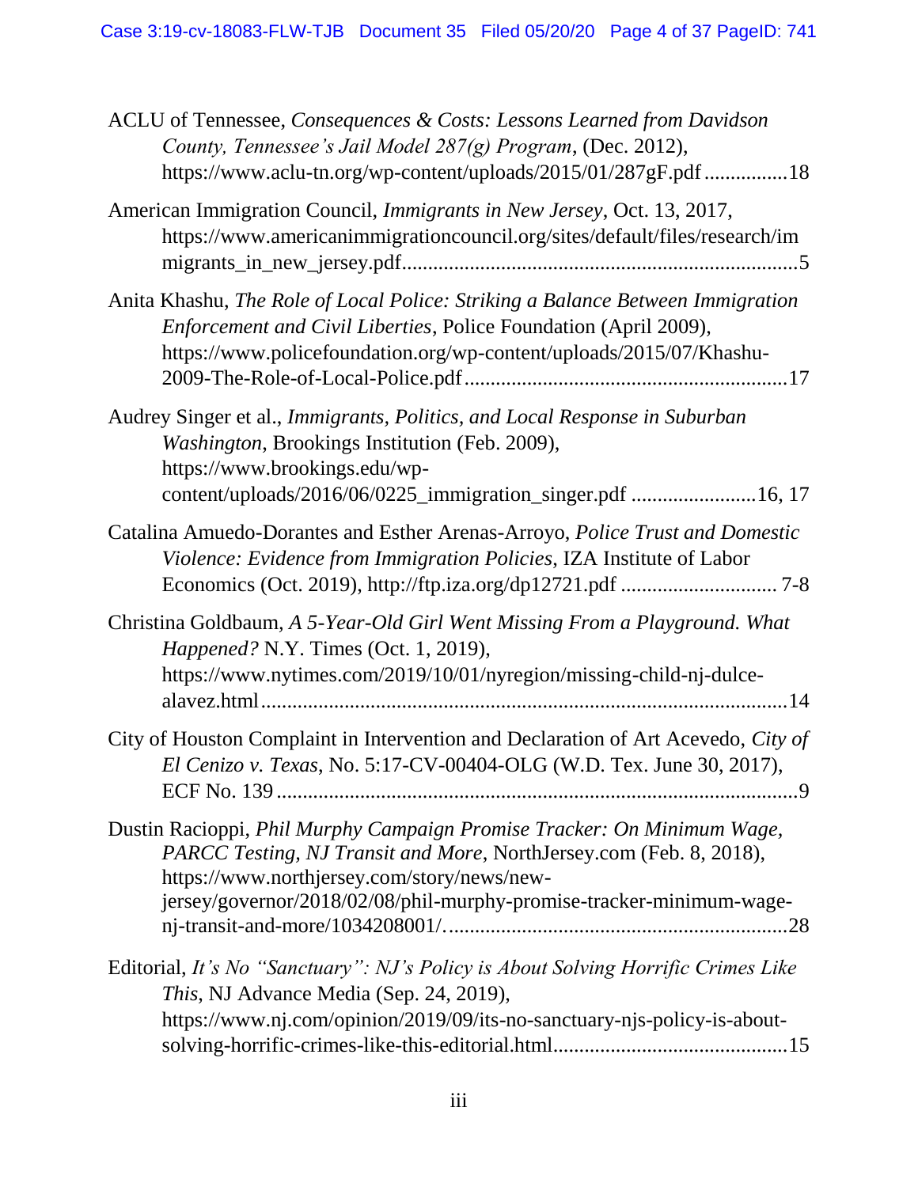ACLU of Tennessee, *Consequences & Costs: Lessons Learned from Davidson County, Tennessee's Jail Model 287(g) Program*, (Dec. 2012), https://www.aclu-tn.org/wp-content/uploads/2015/01/287gF.pdf ................18

American Immigration Council, *Immigrants in New Jersey*, Oct. 13, 2017, https://www.americanimmigrationcouncil.org/sites/default/files/research/immigrants_in_new_jersey.pdf..........................................................................5

Anita Khashu, *The Role of Local Police: Striking a Balance Between Immigration Enforcement and Civil Liberties*, Police Foundation (April 2009), https://www.policefoundation.org/wp-content/uploads/2015/07/Khashu-2009-The-Role-of-Local-Police.pdf.............................................................17

Audrey Singer et al., *Immigrants, Politics, and Local Response in Suburban Washington*, Brookings Institution (Feb. 2009), https://www.brookings.edu/wp-content/uploads/2016/06/0225_immigration_singer.pdf ........................16, 17

Catalina Amuedo-Dorantes and Esther Arenas-Arroyo, *Police Trust and Domestic Violence: Evidence from Immigration Policies*, IZA Institute of Labor Economics (Oct. 2019), http://ftp.iza.org/dp12721.pdf .............................. 7-8

Christina Goldbaum, *A 5-Year-Old Girl Went Missing From a Playground. What Happened?* N.Y. Times (Oct. 1, 2019), https://www.nytimes.com/2019/10/01/nyregion/missing-child-nj-dulce-alavez.html....................................................................................................14

City of Houston Complaint in Intervention and Declaration of Art Acevedo, *City of El Cenizo v. Texas*, No. 5:17-CV-00404-OLG (W.D. Tex. June 30, 2017), ECF No. 139 ....................................................................................................9

Dustin Racioppi, *Phil Murphy Campaign Promise Tracker: On Minimum Wage, PARCC Testing, NJ Transit and More*, NorthJersey.com (Feb. 8, 2018), https://www.northjersey.com/story/news/new-jersey/governor/2018/02/08/phil-murphy-promise-tracker-minimum-wage-nj-transit-and-more/1034208001/.................................................................28

Editorial, *It's No "Sanctuary": NJ's Policy is About Solving Horrific Crimes Like This*, NJ Advance Media (Sep. 24, 2019), https://www.nj.com/opinion/2019/09/its-no-sanctuary-njs-policy-is-about-solving-horrific-crimes-like-this-editorial.html............................................15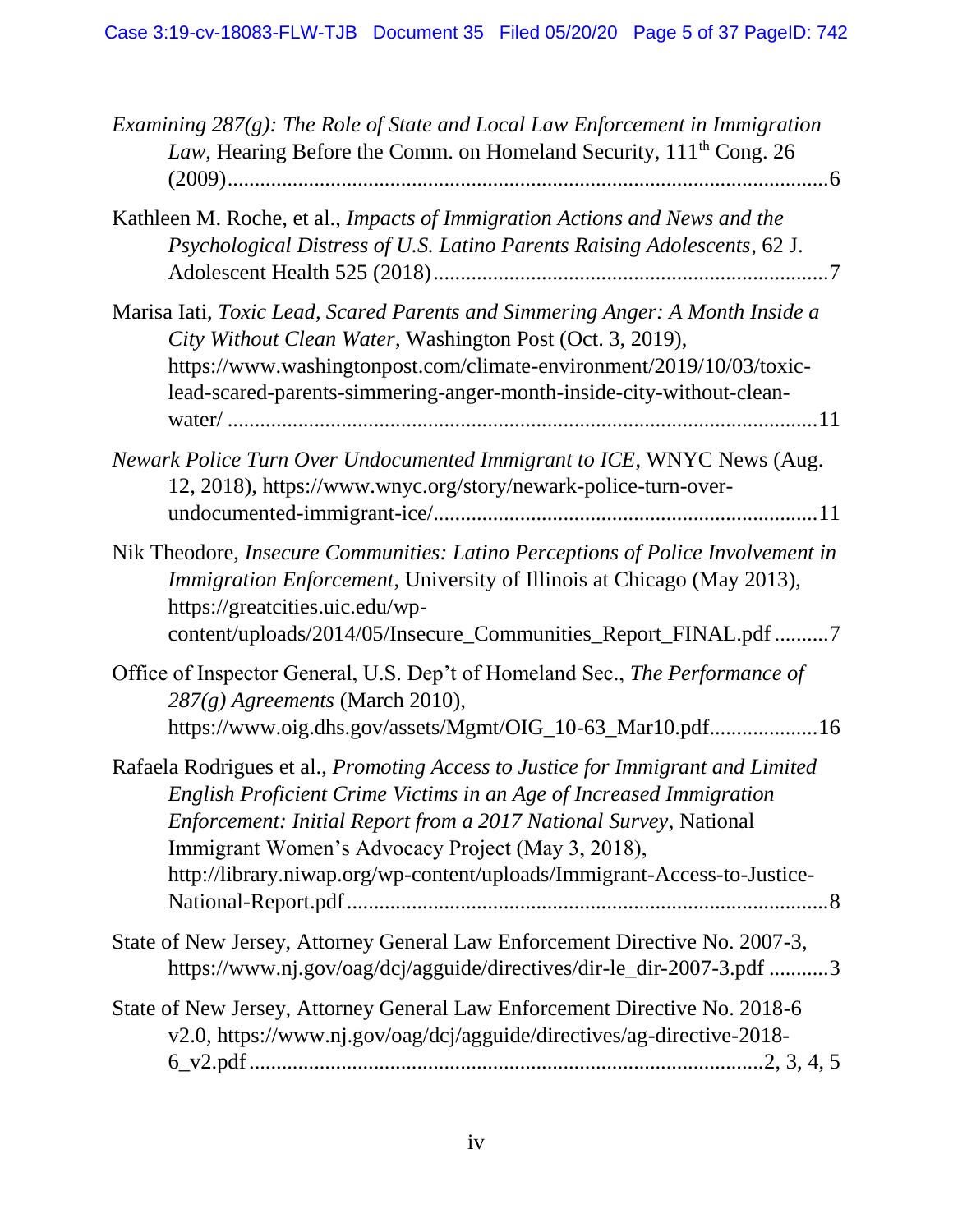*Examining 287(g): The Role of State and Local Law Enforcement in Immigration Law*, Hearing Before the Comm. on Homeland Security, 111th Cong. 26 (2009)....................................................................................................................6

Kathleen M. Roche, et al., *Impacts of Immigration Actions and News and the Psychological Distress of U.S. Latino Parents Raising Adolescents*, 62 J. Adolescent Health 525 (2018).........................................................................7

Marisa Iati, *Toxic Lead, Scared Parents and Simmering Anger: A Month Inside a City Without Clean Water*, Washington Post (Oct. 3, 2019), https://www.washingtonpost.com/climate-environment/2019/10/03/toxic-lead-scared-parents-simmering-anger-month-inside-city-without-clean-water/ ..............................................................................................................11

*Newark Police Turn Over Undocumented Immigrant to ICE*, WNYC News (Aug. 12, 2018), https://www.wnyc.org/story/newark-police-turn-over-undocumented-immigrant-ice/......................................................................11

Nik Theodore, *Insecure Communities: Latino Perceptions of Police Involvement in Immigration Enforcement*, University of Illinois at Chicago (May 2013), https://greatcities.uic.edu/wp-content/uploads/2014/05/Insecure_Communities_Report_FINAL.pdf ..........7

Office of Inspector General, U.S. Dep't of Homeland Sec., *The Performance of 287(g) Agreements* (March 2010), https://www.oig.dhs.gov/assets/Mgmt/OIG_10-63_Mar10.pdf....................16

Rafaela Rodrigues et al., *Promoting Access to Justice for Immigrant and Limited English Proficient Crime Victims in an Age of Increased Immigration Enforcement: Initial Report from a 2017 National Survey*, National Immigrant Women's Advocacy Project (May 3, 2018), http://library.niwap.org/wp-content/uploads/Immigrant-Access-to-Justice-National-Report.pdf.........................................................................................8

State of New Jersey, Attorney General Law Enforcement Directive No. 2007-3, https://www.nj.gov/oag/dcj/agguide/directives/dir-le_dir-2007-3.pdf ...........3

State of New Jersey, Attorney General Law Enforcement Directive No. 2018-6 v2.0, https://www.nj.gov/oag/dcj/agguide/directives/ag-directive-2018-6_v2.pdf..............................................................................................2, 3, 4, 5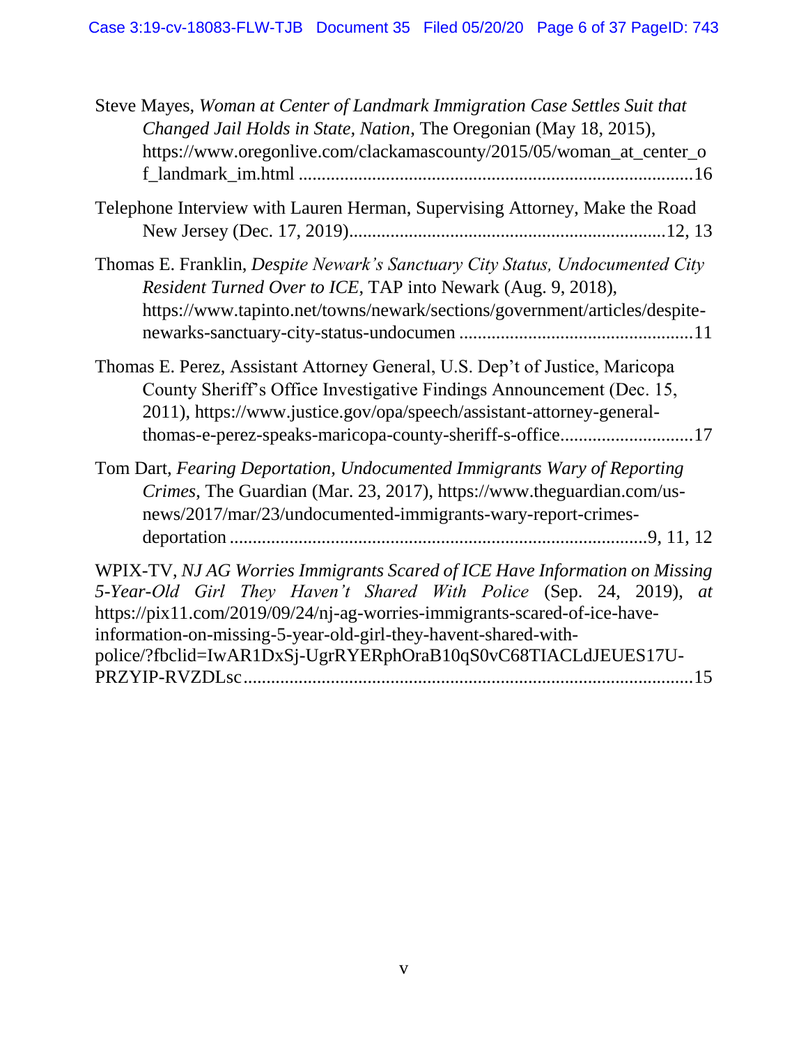Steve Mayes, *Woman at Center of Landmark Immigration Case Settles Suit that Changed Jail Holds in State, Nation*, The Oregonian (May 18, 2015), https://www.oregonlive.com/clackamascounty/2015/05/woman_at_center_of_landmark_im.html ....................................................................................16

Telephone Interview with Lauren Herman, Supervising Attorney, Make the Road New Jersey (Dec. 17, 2019)....................................................................12, 13

Thomas E. Franklin, *Despite Newark's Sanctuary City Status, Undocumented City Resident Turned Over to ICE*, TAP into Newark (Aug. 9, 2018), https://www.tapinto.net/towns/newark/sections/government/articles/despite-newarks-sanctuary-city-status-undocumen ..................................................11

Thomas E. Perez, Assistant Attorney General, U.S. Dep't of Justice, Maricopa County Sheriff's Office Investigative Findings Announcement (Dec. 15, 2011), https://www.justice.gov/opa/speech/assistant-attorney-general-thomas-e-perez-speaks-maricopa-county-sheriff-s-office.............................17

Tom Dart, *Fearing Deportation, Undocumented Immigrants Wary of Reporting Crimes*, The Guardian (Mar. 23, 2017), https://www.theguardian.com/us-news/2017/mar/23/undocumented-immigrants-wary-report-crimes-deportation ..........................................................................................9, 11, 12

WPIX-TV, *NJ AG Worries Immigrants Scared of ICE Have Information on Missing 5-Year-Old Girl They Haven't Shared With Police* (Sep. 24, 2019), *at* https://pix11.com/2019/09/24/nj-ag-worries-immigrants-scared-of-ice-have-information-on-missing-5-year-old-girl-they-havent-shared-with-police/?fbclid=IwAR1DxSj-UgrRYERphOraB10qS0vC68TIACLdJEUES17U-PRZYIP-RVZDLsc.................................................................................................15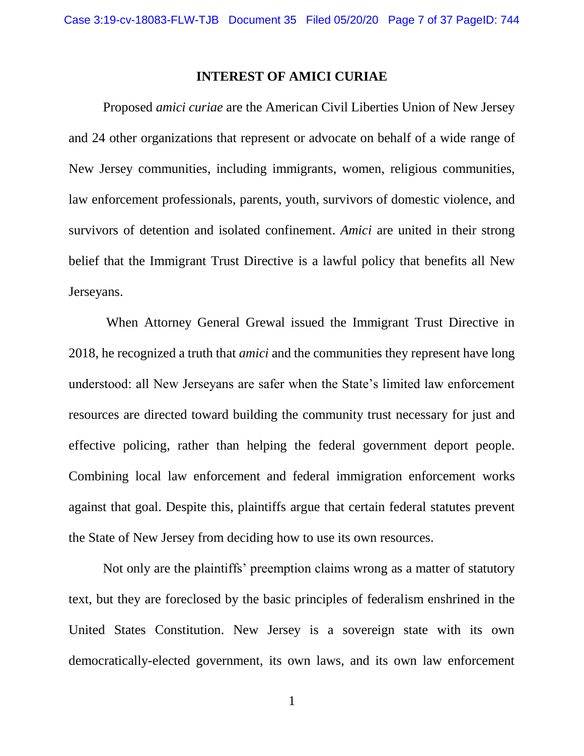## INTEREST OF AMICI CURIAE

Proposed *amici curiae* are the American Civil Liberties Union of New Jersey and 24 other organizations that represent or advocate on behalf of a wide range of New Jersey communities, including immigrants, women, religious communities, law enforcement professionals, parents, youth, survivors of domestic violence, and survivors of detention and isolated confinement. *Amici* are united in their strong belief that the Immigrant Trust Directive is a lawful policy that benefits all New Jerseyans.

When Attorney General Grewal issued the Immigrant Trust Directive in 2018, he recognized a truth that *amici* and the communities they represent have long understood: all New Jerseyans are safer when the State's limited law enforcement resources are directed toward building the community trust necessary for just and effective policing, rather than helping the federal government deport people. Combining local law enforcement and federal immigration enforcement works against that goal. Despite this, plaintiffs argue that certain federal statutes prevent the State of New Jersey from deciding how to use its own resources.

Not only are the plaintiffs' preemption claims wrong as a matter of statutory text, but they are foreclosed by the basic principles of federalism enshrined in the United States Constitution. New Jersey is a sovereign state with its own democratically-elected government, its own laws, and its own law enforcement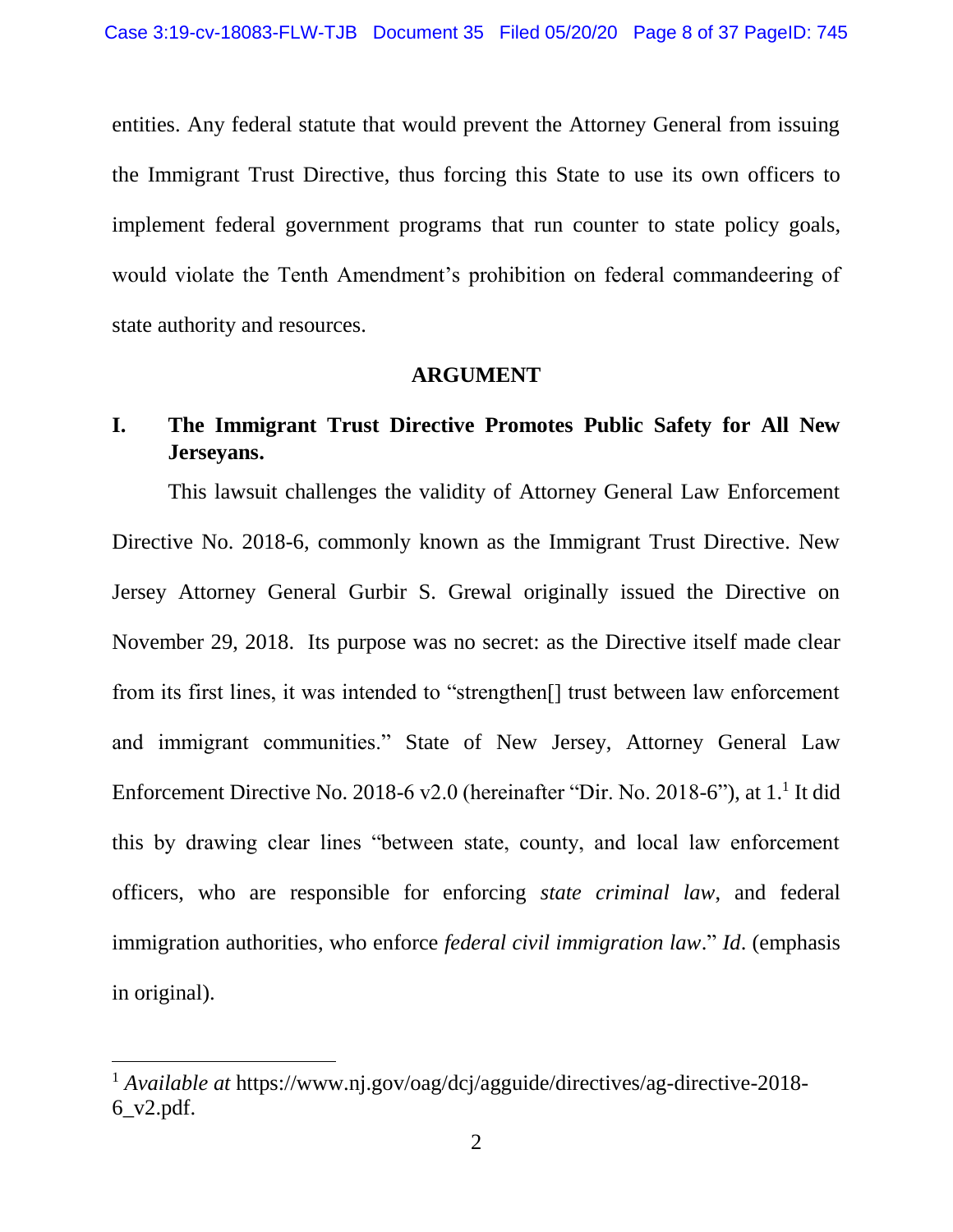entities. Any federal statute that would prevent the Attorney General from issuing the Immigrant Trust Directive, thus forcing this State to use its own officers to implement federal government programs that run counter to state policy goals, would violate the Tenth Amendment's prohibition on federal commandeering of state authority and resources.

## ARGUMENT

### I. The Immigrant Trust Directive Promotes Public Safety for All New Jerseyans.

This lawsuit challenges the validity of Attorney General Law Enforcement Directive No. 2018-6, commonly known as the Immigrant Trust Directive. New Jersey Attorney General Gurbir S. Grewal originally issued the Directive on November 29, 2018. Its purpose was no secret: as the Directive itself made clear from its first lines, it was intended to "strengthen[] trust between law enforcement and immigrant communities." State of New Jersey, Attorney General Law Enforcement Directive No. 2018-6 v2.0 (hereinafter "Dir. No. 2018-6"), at 1.[1] It did this by drawing clear lines "between state, county, and local law enforcement officers, who are responsible for enforcing *state criminal law*, and federal immigration authorities, who enforce *federal civil immigration law*." *Id*. (emphasis in original).

[1] *Available at* https://www.nj.gov/oag/dcj/agguide/directives/ag-directive-2018-6_v2.pdf.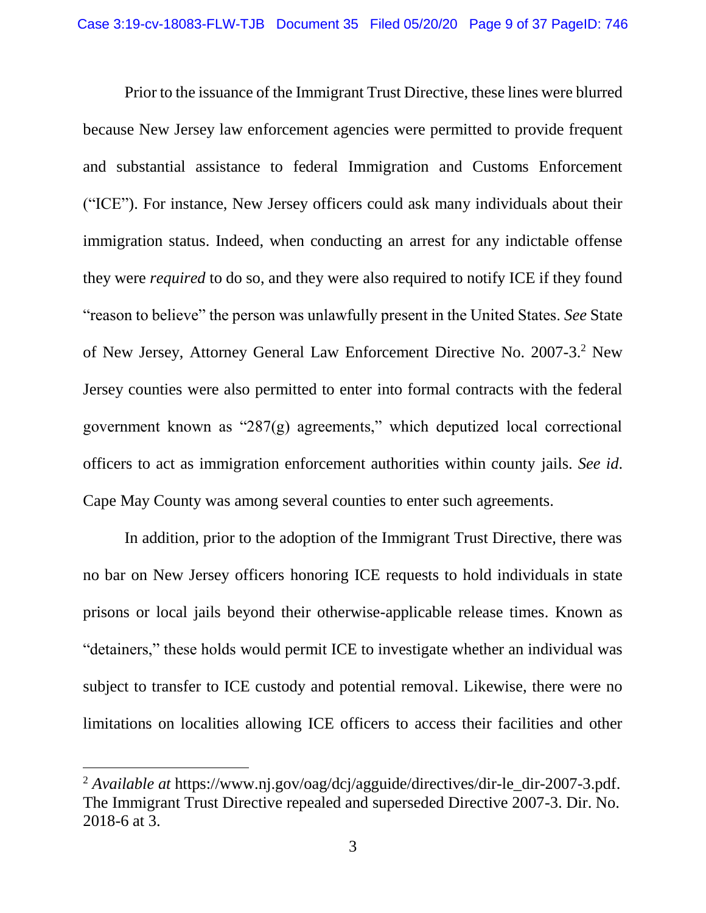Prior to the issuance of the Immigrant Trust Directive, these lines were blurred because New Jersey law enforcement agencies were permitted to provide frequent and substantial assistance to federal Immigration and Customs Enforcement ("ICE"). For instance, New Jersey officers could ask many individuals about their immigration status. Indeed, when conducting an arrest for any indictable offense they were *required* to do so, and they were also required to notify ICE if they found "reason to believe" the person was unlawfully present in the United States. *See* State of New Jersey, Attorney General Law Enforcement Directive No. 2007-3.[2] New Jersey counties were also permitted to enter into formal contracts with the federal government known as "287(g) agreements," which deputized local correctional officers to act as immigration enforcement authorities within county jails. *See id.* Cape May County was among several counties to enter such agreements.

In addition, prior to the adoption of the Immigrant Trust Directive, there was no bar on New Jersey officers honoring ICE requests to hold individuals in state prisons or local jails beyond their otherwise-applicable release times. Known as "detainers," these holds would permit ICE to investigate whether an individual was subject to transfer to ICE custody and potential removal. Likewise, there were no limitations on localities allowing ICE officers to access their facilities and other

[2] *Available at* https://www.nj.gov/oag/dcj/agguide/directives/dir-le_dir-2007-3.pdf. The Immigrant Trust Directive repealed and superseded Directive 2007-3. Dir. No. 2018-6 at 3.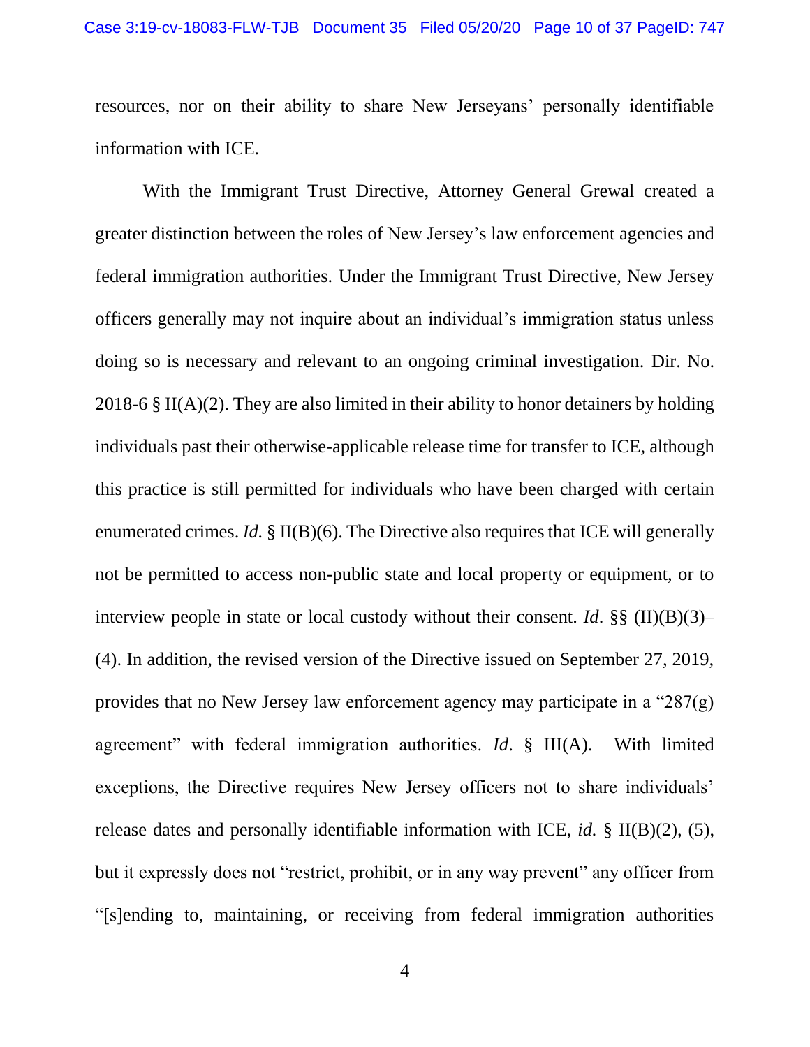resources, nor on their ability to share New Jerseyans' personally identifiable information with ICE.

With the Immigrant Trust Directive, Attorney General Grewal created a greater distinction between the roles of New Jersey's law enforcement agencies and federal immigration authorities. Under the Immigrant Trust Directive, New Jersey officers generally may not inquire about an individual's immigration status unless doing so is necessary and relevant to an ongoing criminal investigation. Dir. No. 2018-6 § II(A)(2). They are also limited in their ability to honor detainers by holding individuals past their otherwise-applicable release time for transfer to ICE, although this practice is still permitted for individuals who have been charged with certain enumerated crimes. *Id.* § II(B)(6). The Directive also requires that ICE will generally not be permitted to access non-public state and local property or equipment, or to interview people in state or local custody without their consent. *Id*. §§ (II)(B)(3)–(4). In addition, the revised version of the Directive issued on September 27, 2019, provides that no New Jersey law enforcement agency may participate in a "287(g) agreement" with federal immigration authorities. *Id*. § III(A). With limited exceptions, the Directive requires New Jersey officers not to share individuals' release dates and personally identifiable information with ICE, *id.* § II(B)(2), (5), but it expressly does not "restrict, prohibit, or in any way prevent" any officer from "[s]ending to, maintaining, or receiving from federal immigration authorities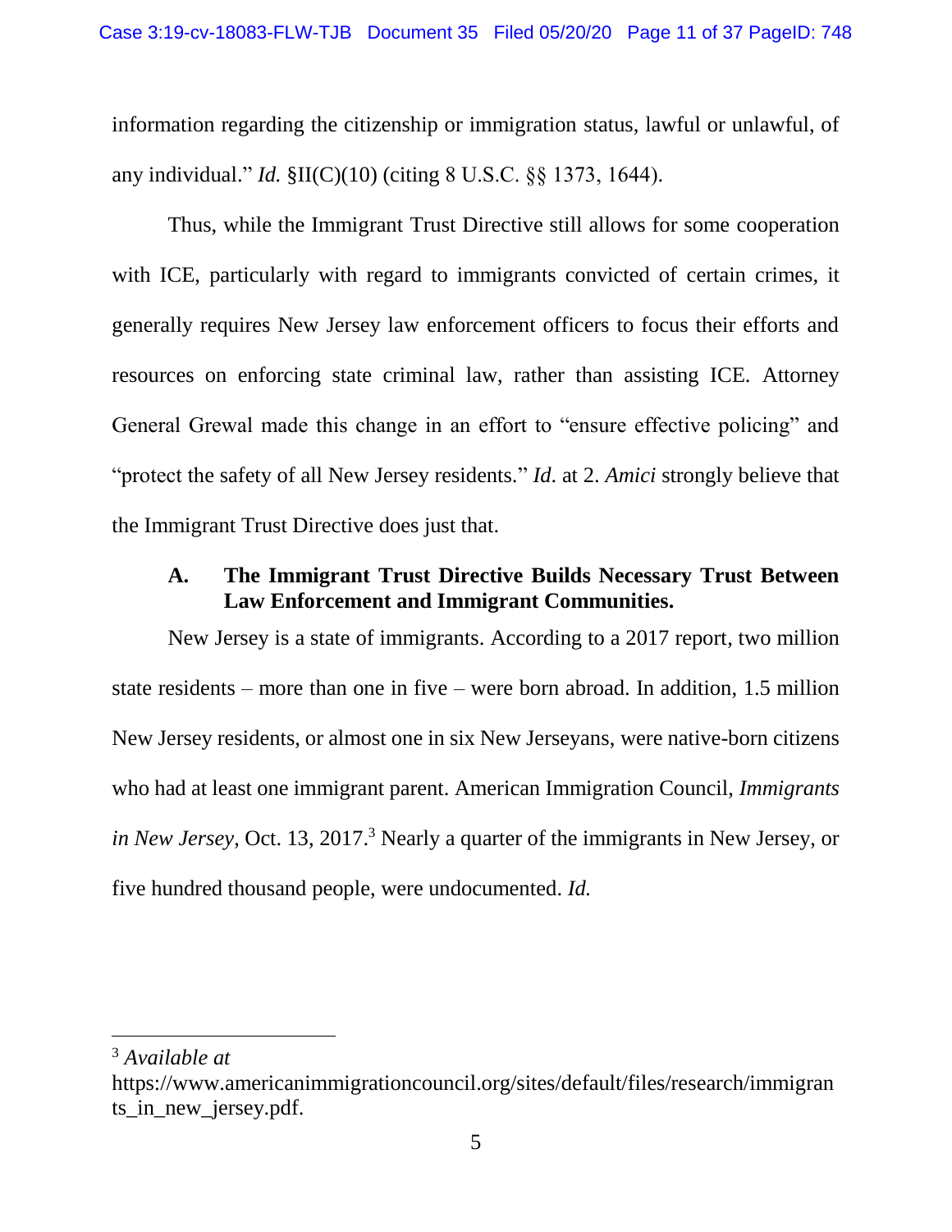information regarding the citizenship or immigration status, lawful or unlawful, of any individual." *Id.* §II(C)(10) (citing 8 U.S.C. §§ 1373, 1644).

Thus, while the Immigrant Trust Directive still allows for some cooperation with ICE, particularly with regard to immigrants convicted of certain crimes, it generally requires New Jersey law enforcement officers to focus their efforts and resources on enforcing state criminal law, rather than assisting ICE. Attorney General Grewal made this change in an effort to "ensure effective policing" and "protect the safety of all New Jersey residents." *Id.* at 2. *Amici* strongly believe that the Immigrant Trust Directive does just that.

### A. The Immigrant Trust Directive Builds Necessary Trust Between Law Enforcement and Immigrant Communities.

New Jersey is a state of immigrants. According to a 2017 report, two million state residents – more than one in five – were born abroad. In addition, 1.5 million New Jersey residents, or almost one in six New Jerseyans, were native-born citizens who had at least one immigrant parent. American Immigration Council, *Immigrants in New Jersey*, Oct. 13, 2017.[3] Nearly a quarter of the immigrants in New Jersey, or five hundred thousand people, were undocumented. *Id.*

---

[3] *Available at* https://www.americanimmigrationcouncil.org/sites/default/files/research/immigrants_in_new_jersey.pdf.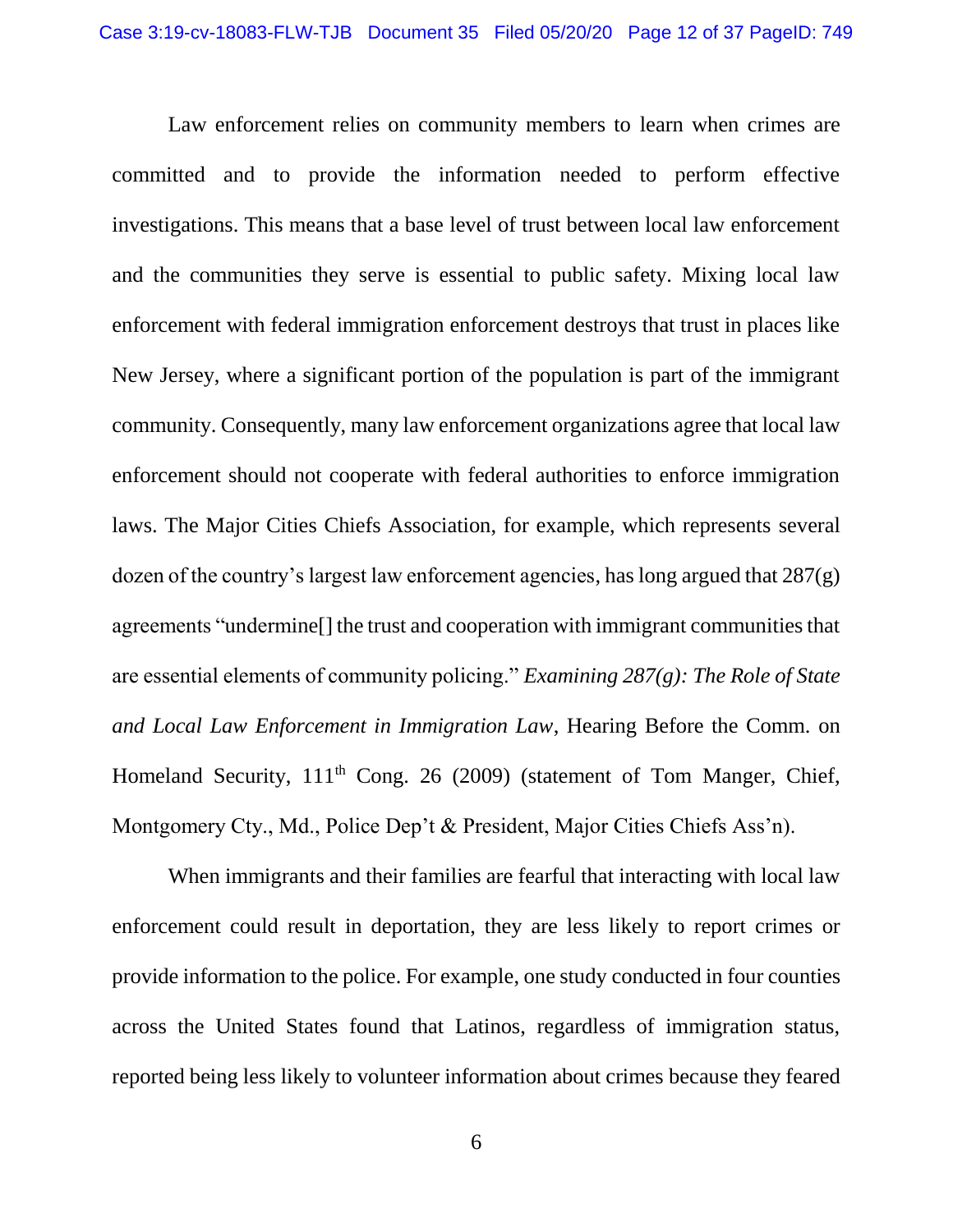Law enforcement relies on community members to learn when crimes are committed and to provide the information needed to perform effective investigations. This means that a base level of trust between local law enforcement and the communities they serve is essential to public safety. Mixing local law enforcement with federal immigration enforcement destroys that trust in places like New Jersey, where a significant portion of the population is part of the immigrant community. Consequently, many law enforcement organizations agree that local law enforcement should not cooperate with federal authorities to enforce immigration laws. The Major Cities Chiefs Association, for example, which represents several dozen of the country's largest law enforcement agencies, has long argued that 287(g) agreements "undermine[] the trust and cooperation with immigrant communities that are essential elements of community policing." *Examining 287(g): The Role of State and Local Law Enforcement in Immigration Law*, Hearing Before the Comm. on Homeland Security, 111th Cong. 26 (2009) (statement of Tom Manger, Chief, Montgomery Cty., Md., Police Dep't & President, Major Cities Chiefs Ass'n).

When immigrants and their families are fearful that interacting with local law enforcement could result in deportation, they are less likely to report crimes or provide information to the police. For example, one study conducted in four counties across the United States found that Latinos, regardless of immigration status, reported being less likely to volunteer information about crimes because they feared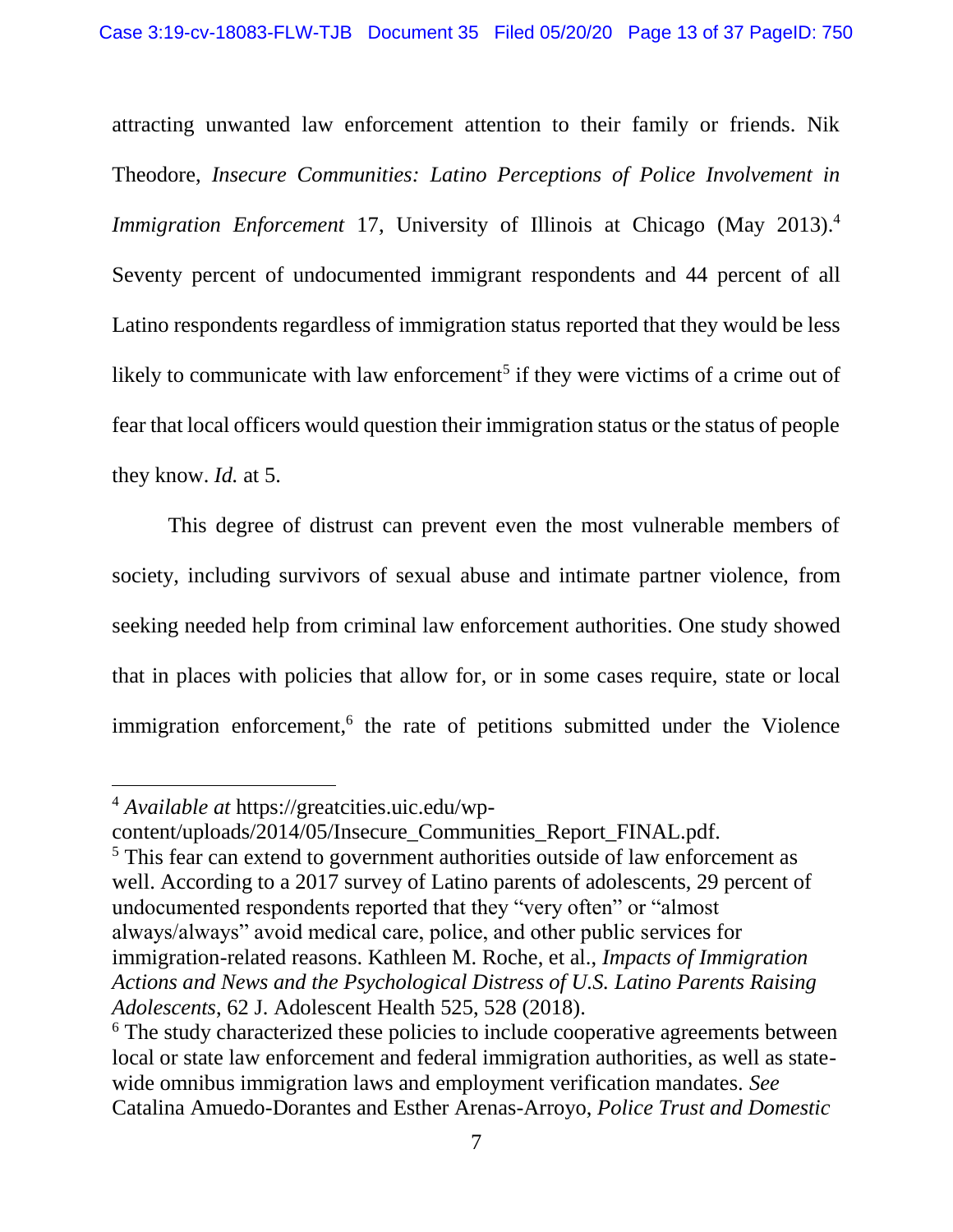attracting unwanted law enforcement attention to their family or friends. Nik Theodore, *Insecure Communities: Latino Perceptions of Police Involvement in Immigration Enforcement* 17, University of Illinois at Chicago (May 2013).[4] Seventy percent of undocumented immigrant respondents and 44 percent of all Latino respondents regardless of immigration status reported that they would be less likely to communicate with law enforcement[5] if they were victims of a crime out of fear that local officers would question their immigration status or the status of people they know. *Id.* at 5.

This degree of distrust can prevent even the most vulnerable members of society, including survivors of sexual abuse and intimate partner violence, from seeking needed help from criminal law enforcement authorities. One study showed that in places with policies that allow for, or in some cases require, state or local immigration enforcement,[6] the rate of petitions submitted under the Violence

---

[4] *Available at* https://greatcities.uic.edu/wp-content/uploads/2014/05/Insecure_Communities_Report_FINAL.pdf.

[5] This fear can extend to government authorities outside of law enforcement as well. According to a 2017 survey of Latino parents of adolescents, 29 percent of undocumented respondents reported that they "very often" or "almost always/always" avoid medical care, police, and other public services for immigration-related reasons. Kathleen M. Roche, et al., *Impacts of Immigration Actions and News and the Psychological Distress of U.S. Latino Parents Raising Adolescents*, 62 J. Adolescent Health 525, 528 (2018).

[6] The study characterized these policies to include cooperative agreements between local or state law enforcement and federal immigration authorities, as well as state-wide omnibus immigration laws and employment verification mandates. *See* Catalina Amuedo-Dorantes and Esther Arenas-Arroyo, *Police Trust and Domestic*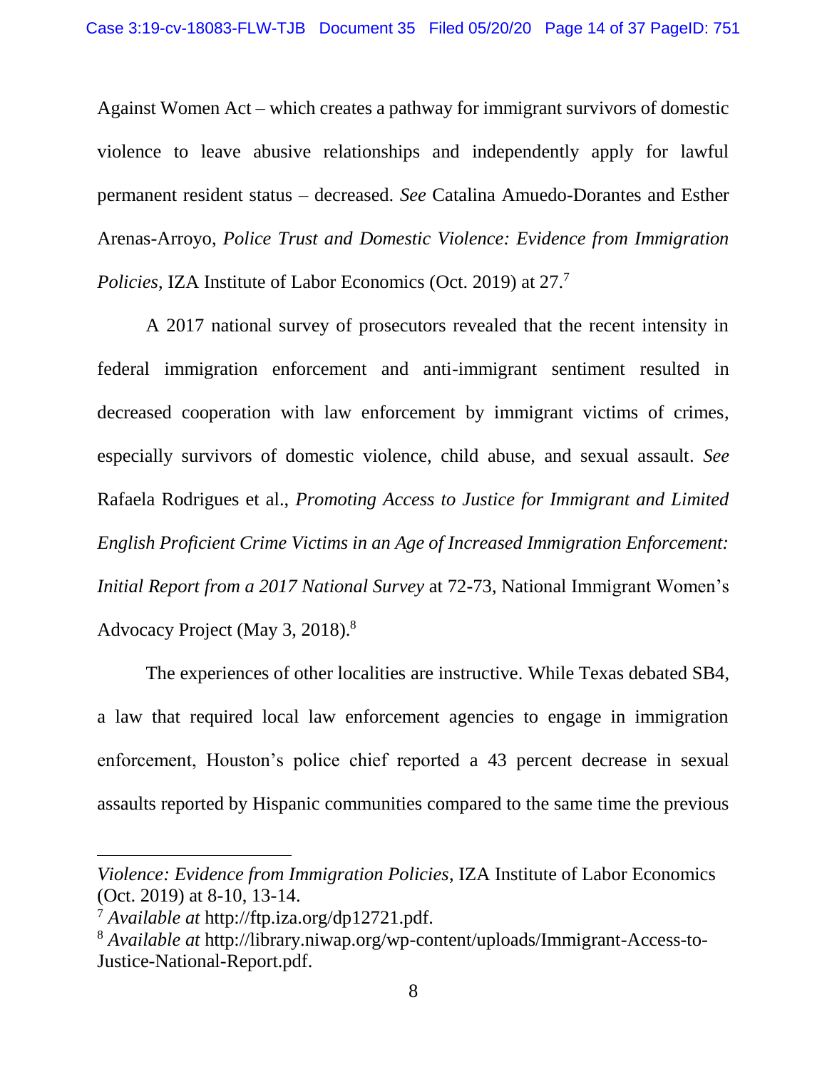Against Women Act – which creates a pathway for immigrant survivors of domestic violence to leave abusive relationships and independently apply for lawful permanent resident status – decreased. *See* Catalina Amuedo-Dorantes and Esther Arenas-Arroyo, *Police Trust and Domestic Violence: Evidence from Immigration Policies*, IZA Institute of Labor Economics (Oct. 2019) at 27.[7]

A 2017 national survey of prosecutors revealed that the recent intensity in federal immigration enforcement and anti-immigrant sentiment resulted in decreased cooperation with law enforcement by immigrant victims of crimes, especially survivors of domestic violence, child abuse, and sexual assault. *See* Rafaela Rodrigues et al., *Promoting Access to Justice for Immigrant and Limited English Proficient Crime Victims in an Age of Increased Immigration Enforcement: Initial Report from a 2017 National Survey* at 72-73, National Immigrant Women's Advocacy Project (May 3, 2018).[8]

The experiences of other localities are instructive. While Texas debated SB4, a law that required local law enforcement agencies to engage in immigration enforcement, Houston's police chief reported a 43 percent decrease in sexual assaults reported by Hispanic communities compared to the same time the previous

---

*Violence: Evidence from Immigration Policies*, IZA Institute of Labor Economics (Oct. 2019) at 8-10, 13-14.

[7] *Available at* http://ftp.iza.org/dp12721.pdf.

[8] *Available at* http://library.niwap.org/wp-content/uploads/Immigrant-Access-to-Justice-National-Report.pdf.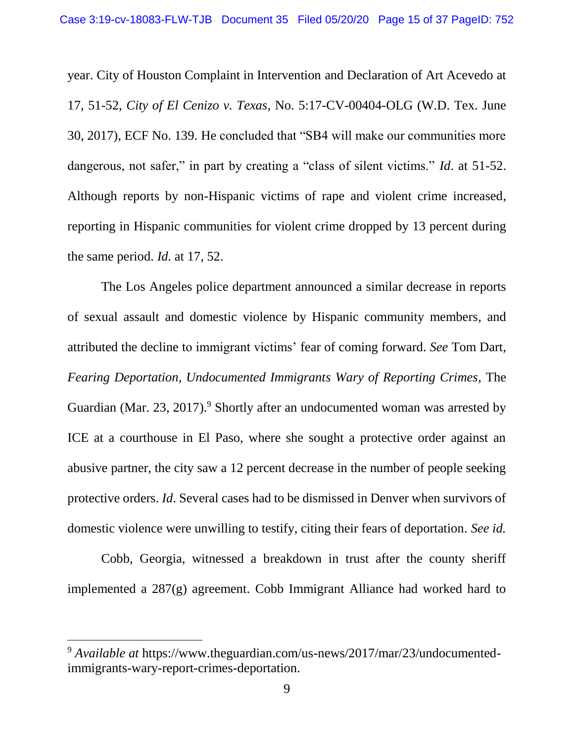year. City of Houston Complaint in Intervention and Declaration of Art Acevedo at 17, 51-52, *City of El Cenizo v. Texas*, No. 5:17-CV-00404-OLG (W.D. Tex. June 30, 2017), ECF No. 139. He concluded that "SB4 will make our communities more dangerous, not safer," in part by creating a "class of silent victims." *Id*. at 51-52. Although reports by non-Hispanic victims of rape and violent crime increased, reporting in Hispanic communities for violent crime dropped by 13 percent during the same period. *Id.* at 17, 52.

The Los Angeles police department announced a similar decrease in reports of sexual assault and domestic violence by Hispanic community members, and attributed the decline to immigrant victims' fear of coming forward. *See* Tom Dart, *Fearing Deportation, Undocumented Immigrants Wary of Reporting Crimes*, The Guardian (Mar. 23, 2017).[9] Shortly after an undocumented woman was arrested by ICE at a courthouse in El Paso, where she sought a protective order against an abusive partner, the city saw a 12 percent decrease in the number of people seeking protective orders. *Id*. Several cases had to be dismissed in Denver when survivors of domestic violence were unwilling to testify, citing their fears of deportation. *See id.*

Cobb, Georgia, witnessed a breakdown in trust after the county sheriff implemented a 287(g) agreement. Cobb Immigrant Alliance had worked hard to

[9] *Available at* https://www.theguardian.com/us-news/2017/mar/23/undocumented-immigrants-wary-report-crimes-deportation.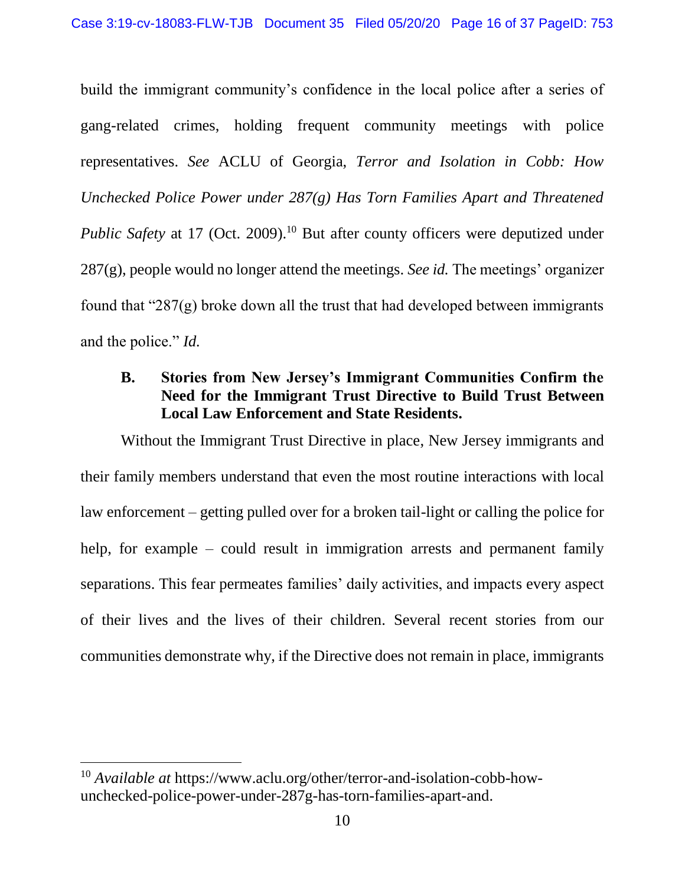build the immigrant community's confidence in the local police after a series of gang-related crimes, holding frequent community meetings with police representatives. *See* ACLU of Georgia, *Terror and Isolation in Cobb: How Unchecked Police Power under 287(g) Has Torn Families Apart and Threatened Public Safety* at 17 (Oct. 2009).[10] But after county officers were deputized under 287(g), people would no longer attend the meetings. *See id.* The meetings' organizer found that "287(g) broke down all the trust that had developed between immigrants and the police." *Id.*

### B. Stories from New Jersey's Immigrant Communities Confirm the Need for the Immigrant Trust Directive to Build Trust Between Local Law Enforcement and State Residents.

Without the Immigrant Trust Directive in place, New Jersey immigrants and their family members understand that even the most routine interactions with local law enforcement – getting pulled over for a broken tail-light or calling the police for help, for example – could result in immigration arrests and permanent family separations. This fear permeates families' daily activities, and impacts every aspect of their lives and the lives of their children. Several recent stories from our communities demonstrate why, if the Directive does not remain in place, immigrants

---

[10] *Available at* https://www.aclu.org/other/terror-and-isolation-cobb-how-unchecked-police-power-under-287g-has-torn-families-apart-and.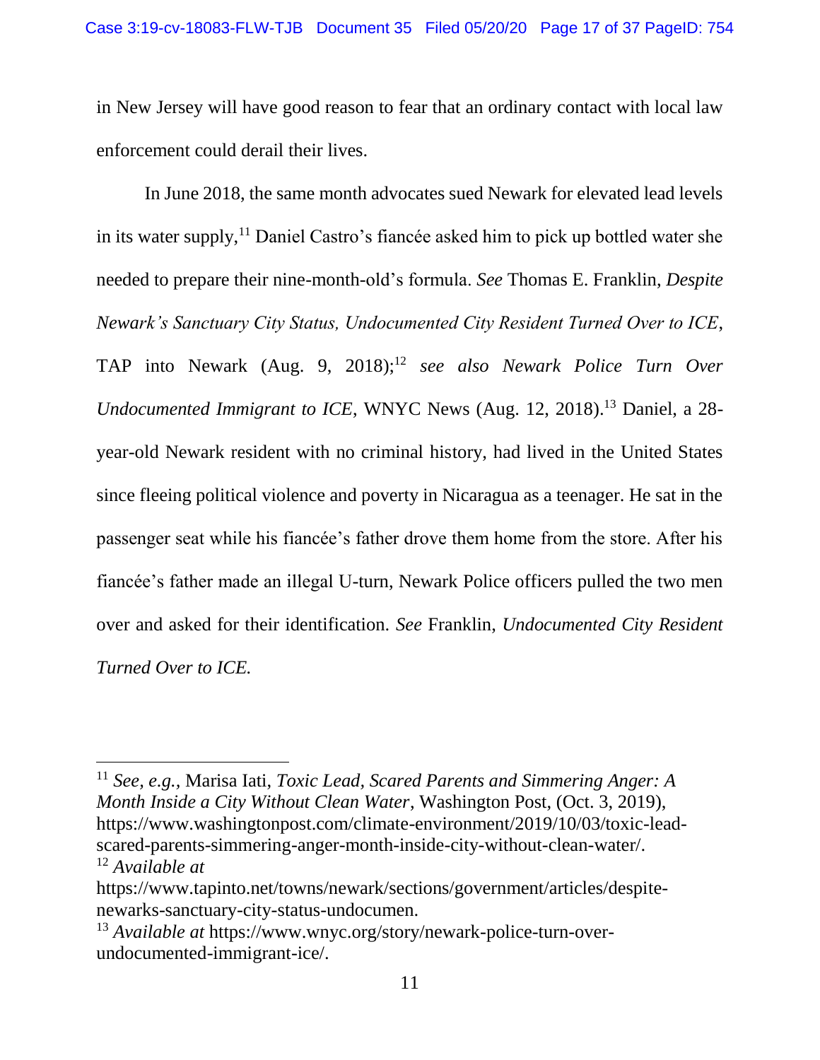in New Jersey will have good reason to fear that an ordinary contact with local law enforcement could derail their lives.

In June 2018, the same month advocates sued Newark for elevated lead levels in its water supply,[11] Daniel Castro's fiancée asked him to pick up bottled water she needed to prepare their nine-month-old's formula. *See* Thomas E. Franklin, *Despite Newark's Sanctuary City Status, Undocumented City Resident Turned Over to ICE*, TAP into Newark (Aug. 9, 2018);[12] *see also Newark Police Turn Over Undocumented Immigrant to ICE*, WNYC News (Aug. 12, 2018).[13] Daniel, a 28-year-old Newark resident with no criminal history, had lived in the United States since fleeing political violence and poverty in Nicaragua as a teenager. He sat in the passenger seat while his fiancée's father drove them home from the store. After his fiancée's father made an illegal U-turn, Newark Police officers pulled the two men over and asked for their identification. *See* Franklin, *Undocumented City Resident Turned Over to ICE.*

---

[11] *See, e.g.*, Marisa Iati, *Toxic Lead, Scared Parents and Simmering Anger: A Month Inside a City Without Clean Water*, Washington Post, (Oct. 3, 2019), https://www.washingtonpost.com/climate-environment/2019/10/03/toxic-lead-scared-parents-simmering-anger-month-inside-city-without-clean-water/.

[12] *Available at* https://www.tapinto.net/towns/newark/sections/government/articles/despite-newarks-sanctuary-city-status-undocumen.

[13] *Available at* https://www.wnyc.org/story/newark-police-turn-over-undocumented-immigrant-ice/.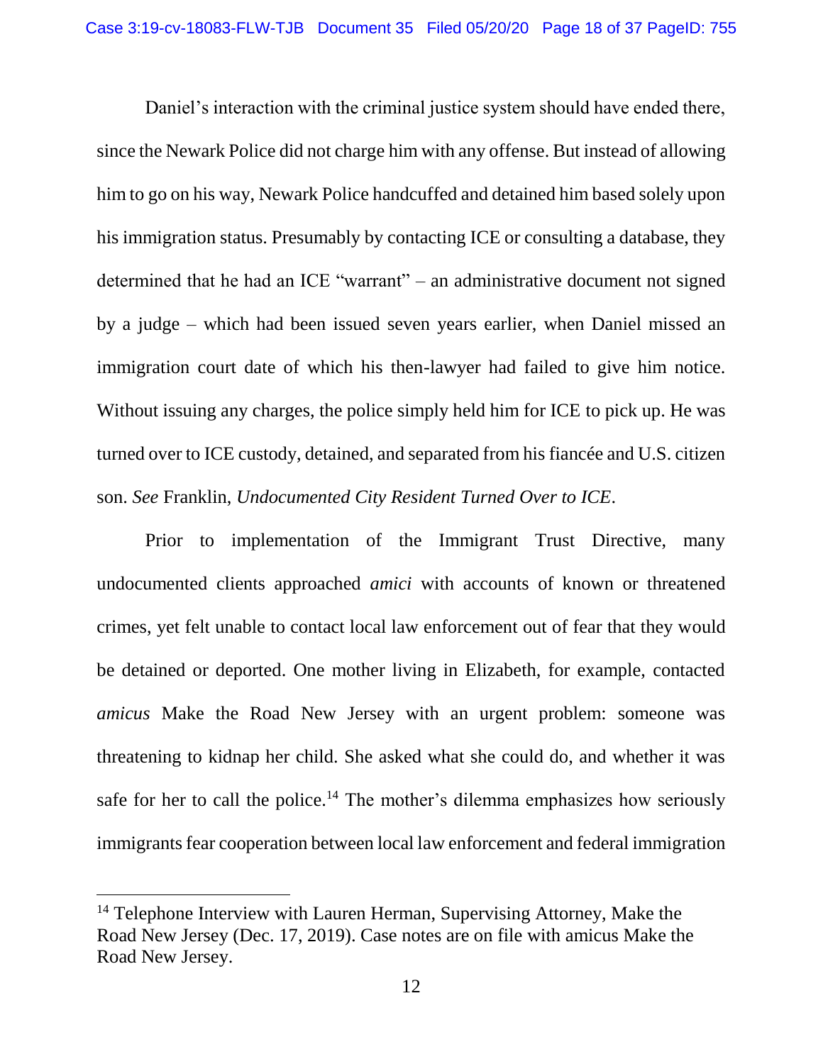Daniel's interaction with the criminal justice system should have ended there, since the Newark Police did not charge him with any offense. But instead of allowing him to go on his way, Newark Police handcuffed and detained him based solely upon his immigration status. Presumably by contacting ICE or consulting a database, they determined that he had an ICE "warrant" – an administrative document not signed by a judge – which had been issued seven years earlier, when Daniel missed an immigration court date of which his then-lawyer had failed to give him notice. Without issuing any charges, the police simply held him for ICE to pick up. He was turned over to ICE custody, detained, and separated from his fiancée and U.S. citizen son. *See* Franklin, *Undocumented City Resident Turned Over to ICE*.

Prior to implementation of the Immigrant Trust Directive, many undocumented clients approached *amici* with accounts of known or threatened crimes, yet felt unable to contact local law enforcement out of fear that they would be detained or deported. One mother living in Elizabeth, for example, contacted *amicus* Make the Road New Jersey with an urgent problem: someone was threatening to kidnap her child. She asked what she could do, and whether it was safe for her to call the police.[14] The mother's dilemma emphasizes how seriously immigrants fear cooperation between local law enforcement and federal immigration

[14] Telephone Interview with Lauren Herman, Supervising Attorney, Make the Road New Jersey (Dec. 17, 2019). Case notes are on file with amicus Make the Road New Jersey.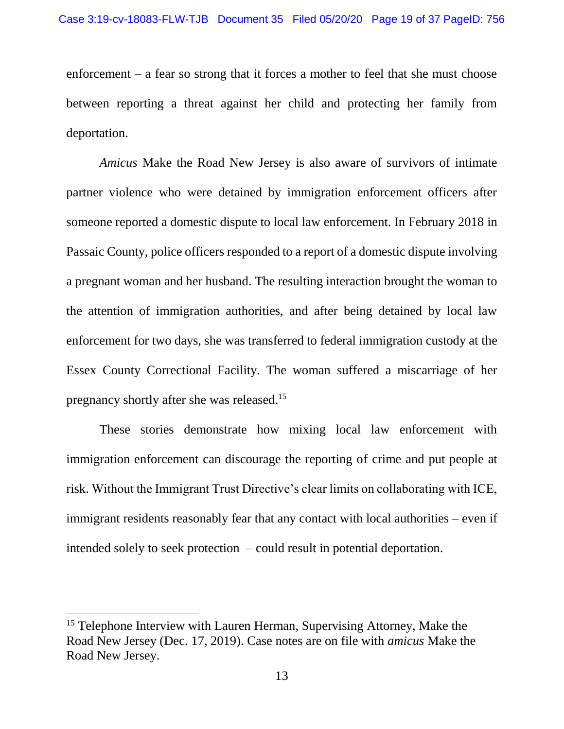enforcement – a fear so strong that it forces a mother to feel that she must choose between reporting a threat against her child and protecting her family from deportation.

*Amicus* Make the Road New Jersey is also aware of survivors of intimate partner violence who were detained by immigration enforcement officers after someone reported a domestic dispute to local law enforcement. In February 2018 in Passaic County, police officers responded to a report of a domestic dispute involving a pregnant woman and her husband. The resulting interaction brought the woman to the attention of immigration authorities, and after being detained by local law enforcement for two days, she was transferred to federal immigration custody at the Essex County Correctional Facility. The woman suffered a miscarriage of her pregnancy shortly after she was released.[15]

These stories demonstrate how mixing local law enforcement with immigration enforcement can discourage the reporting of crime and put people at risk. Without the Immigrant Trust Directive's clear limits on collaborating with ICE, immigrant residents reasonably fear that any contact with local authorities – even if intended solely to seek protection – could result in potential deportation.

---

[15] Telephone Interview with Lauren Herman, Supervising Attorney, Make the Road New Jersey (Dec. 17, 2019). Case notes are on file with *amicus* Make the Road New Jersey.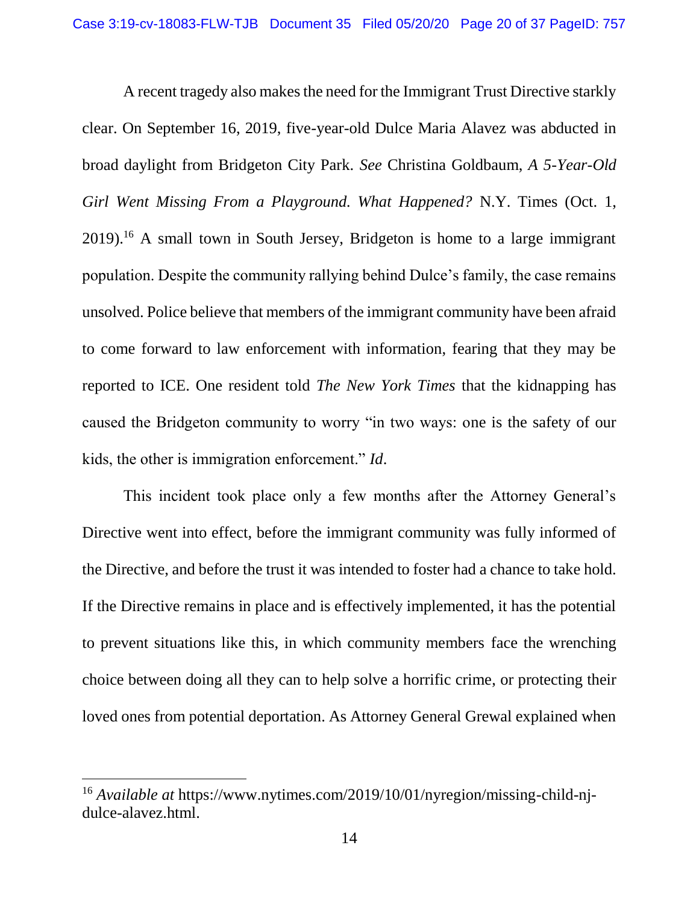A recent tragedy also makes the need for the Immigrant Trust Directive starkly clear. On September 16, 2019, five-year-old Dulce Maria Alavez was abducted in broad daylight from Bridgeton City Park. *See* Christina Goldbaum, *A 5-Year-Old Girl Went Missing From a Playground. What Happened?* N.Y. Times (Oct. 1, 2019).[16] A small town in South Jersey, Bridgeton is home to a large immigrant population. Despite the community rallying behind Dulce's family, the case remains unsolved. Police believe that members of the immigrant community have been afraid to come forward to law enforcement with information, fearing that they may be reported to ICE. One resident told *The New York Times* that the kidnapping has caused the Bridgeton community to worry "in two ways: one is the safety of our kids, the other is immigration enforcement." *Id*.

This incident took place only a few months after the Attorney General's Directive went into effect, before the immigrant community was fully informed of the Directive, and before the trust it was intended to foster had a chance to take hold. If the Directive remains in place and is effectively implemented, it has the potential to prevent situations like this, in which community members face the wrenching choice between doing all they can to help solve a horrific crime, or protecting their loved ones from potential deportation. As Attorney General Grewal explained when

[16] *Available at* https://www.nytimes.com/2019/10/01/nyregion/missing-child-nj-dulce-alavez.html.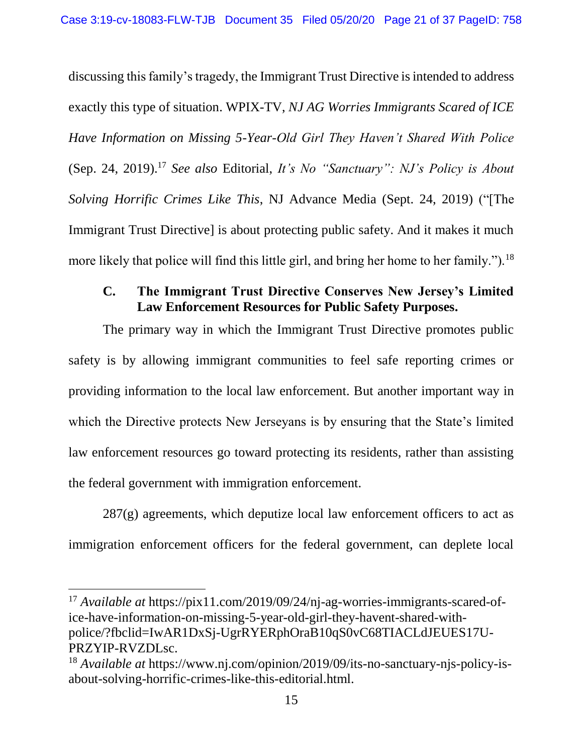discussing this family's tragedy, the Immigrant Trust Directive is intended to address exactly this type of situation. WPIX-TV, *NJ AG Worries Immigrants Scared of ICE Have Information on Missing 5-Year-Old Girl They Haven't Shared With Police* (Sep. 24, 2019).[17] *See also* Editorial, *It's No "Sanctuary": NJ's Policy is About Solving Horrific Crimes Like This*, NJ Advance Media (Sept. 24, 2019) ("[The Immigrant Trust Directive] is about protecting public safety. And it makes it much more likely that police will find this little girl, and bring her home to her family.").[18]

### C. The Immigrant Trust Directive Conserves New Jersey's Limited Law Enforcement Resources for Public Safety Purposes.

The primary way in which the Immigrant Trust Directive promotes public safety is by allowing immigrant communities to feel safe reporting crimes or providing information to the local law enforcement. But another important way in which the Directive protects New Jerseyans is by ensuring that the State's limited law enforcement resources go toward protecting its residents, rather than assisting the federal government with immigration enforcement.

287(g) agreements, which deputize local law enforcement officers to act as immigration enforcement officers for the federal government, can deplete local

---

[17] *Available at* https://pix11.com/2019/09/24/nj-ag-worries-immigrants-scared-of-ice-have-information-on-missing-5-year-old-girl-they-havent-shared-with-police/?fbclid=IwAR1DxSj-UgrRYERphOraB10qS0vC68TIACLdJEUES17U-PRZYIP-RVZDLsc.

[18] *Available at* https://www.nj.com/opinion/2019/09/its-no-sanctuary-njs-policy-is-about-solving-horrific-crimes-like-this-editorial.html.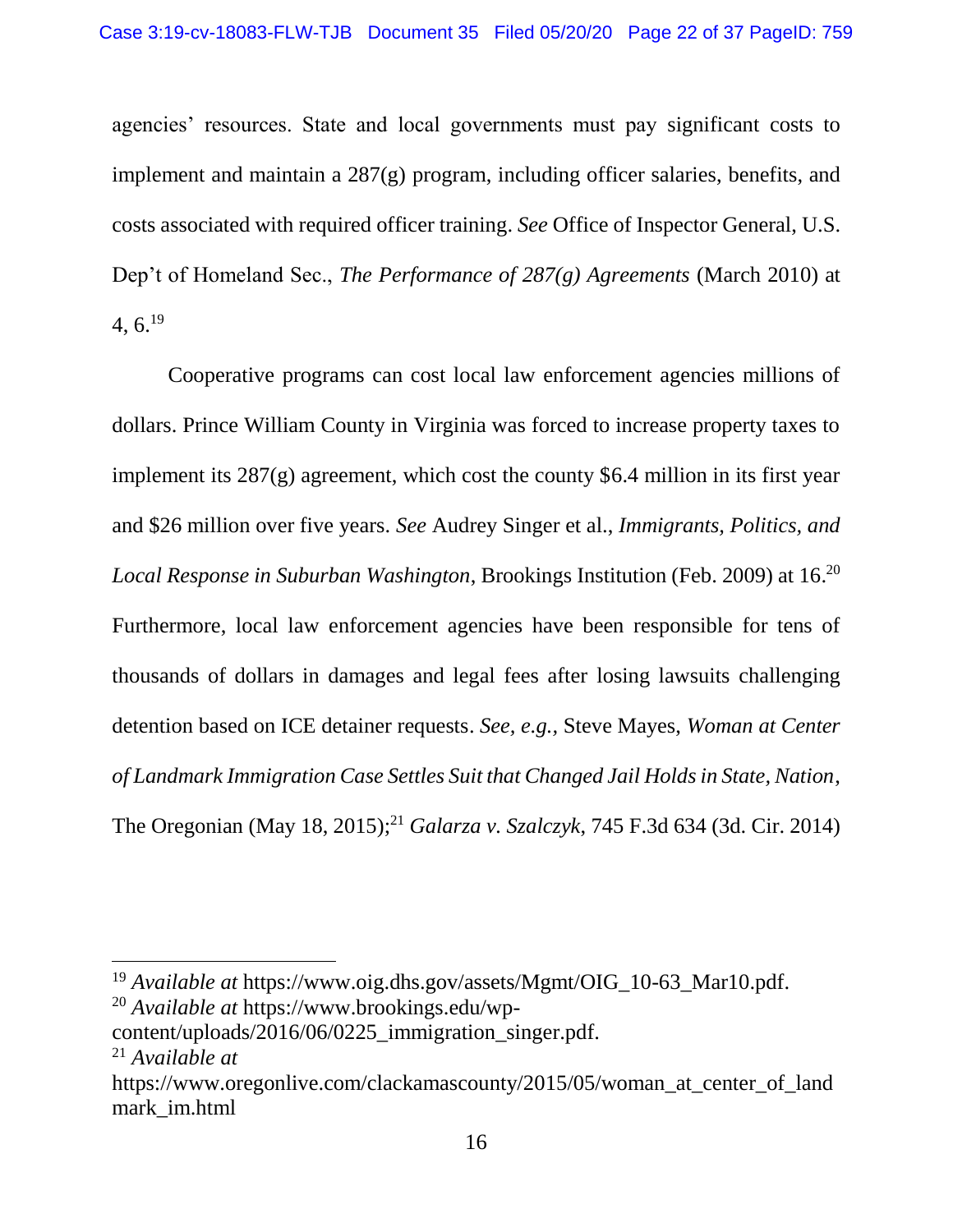agencies' resources. State and local governments must pay significant costs to implement and maintain a 287(g) program, including officer salaries, benefits, and costs associated with required officer training. *See* Office of Inspector General, U.S. Dep't of Homeland Sec., *The Performance of 287(g) Agreements* (March 2010) at 4, 6.[19]

Cooperative programs can cost local law enforcement agencies millions of dollars. Prince William County in Virginia was forced to increase property taxes to implement its 287(g) agreement, which cost the county $6.4 million in its first year and $26 million over five years. *See* Audrey Singer et al., *Immigrants, Politics, and Local Response in Suburban Washington*, Brookings Institution (Feb. 2009) at 16.[20] Furthermore, local law enforcement agencies have been responsible for tens of thousands of dollars in damages and legal fees after losing lawsuits challenging detention based on ICE detainer requests. *See, e.g.*, Steve Mayes, *Woman at Center of Landmark Immigration Case Settles Suit that Changed Jail Holds in State, Nation*, The Oregonian (May 18, 2015);[21] *Galarza v. Szalczyk*, 745 F.3d 634 (3d. Cir. 2014)

---

[19] *Available at* https://www.oig.dhs.gov/assets/Mgmt/OIG_10-63_Mar10.pdf.

[20] *Available at* https://www.brookings.edu/wp-content/uploads/2016/06/0225_immigration_singer.pdf.

[21] *Available at* https://www.oregonlive.com/clackamascounty/2015/05/woman_at_center_of_landmark_im.html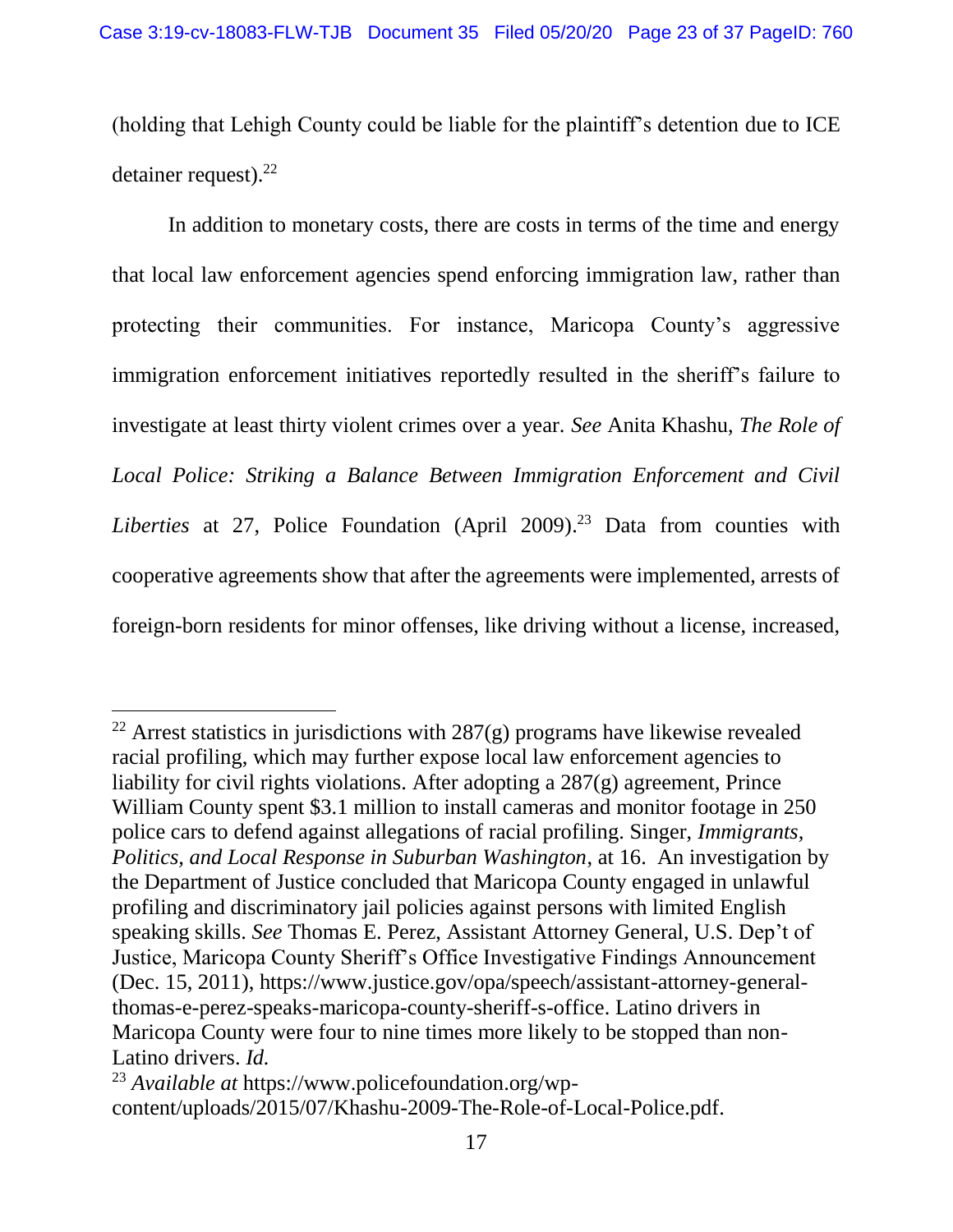(holding that Lehigh County could be liable for the plaintiff's detention due to ICE detainer request).[22]

In addition to monetary costs, there are costs in terms of the time and energy that local law enforcement agencies spend enforcing immigration law, rather than protecting their communities. For instance, Maricopa County's aggressive immigration enforcement initiatives reportedly resulted in the sheriff's failure to investigate at least thirty violent crimes over a year. *See* Anita Khashu, *The Role of Local Police: Striking a Balance Between Immigration Enforcement and Civil Liberties* at 27, Police Foundation (April 2009).[23] Data from counties with cooperative agreements show that after the agreements were implemented, arrests of foreign-born residents for minor offenses, like driving without a license, increased,

---

[22] Arrest statistics in jurisdictions with 287(g) programs have likewise revealed racial profiling, which may further expose local law enforcement agencies to liability for civil rights violations. After adopting a 287(g) agreement, Prince William County spent $3.1 million to install cameras and monitor footage in 250 police cars to defend against allegations of racial profiling. Singer, *Immigrants, Politics, and Local Response in Suburban Washington*, at 16. An investigation by the Department of Justice concluded that Maricopa County engaged in unlawful profiling and discriminatory jail policies against persons with limited English speaking skills. *See* Thomas E. Perez, Assistant Attorney General, U.S. Dep't of Justice, Maricopa County Sheriff's Office Investigative Findings Announcement (Dec. 15, 2011), https://www.justice.gov/opa/speech/assistant-attorney-general-thomas-e-perez-speaks-maricopa-county-sheriff-s-office. Latino drivers in Maricopa County were four to nine times more likely to be stopped than non-Latino drivers. *Id.*

[23] *Available at* https://www.policefoundation.org/wp-content/uploads/2015/07/Khashu-2009-The-Role-of-Local-Police.pdf.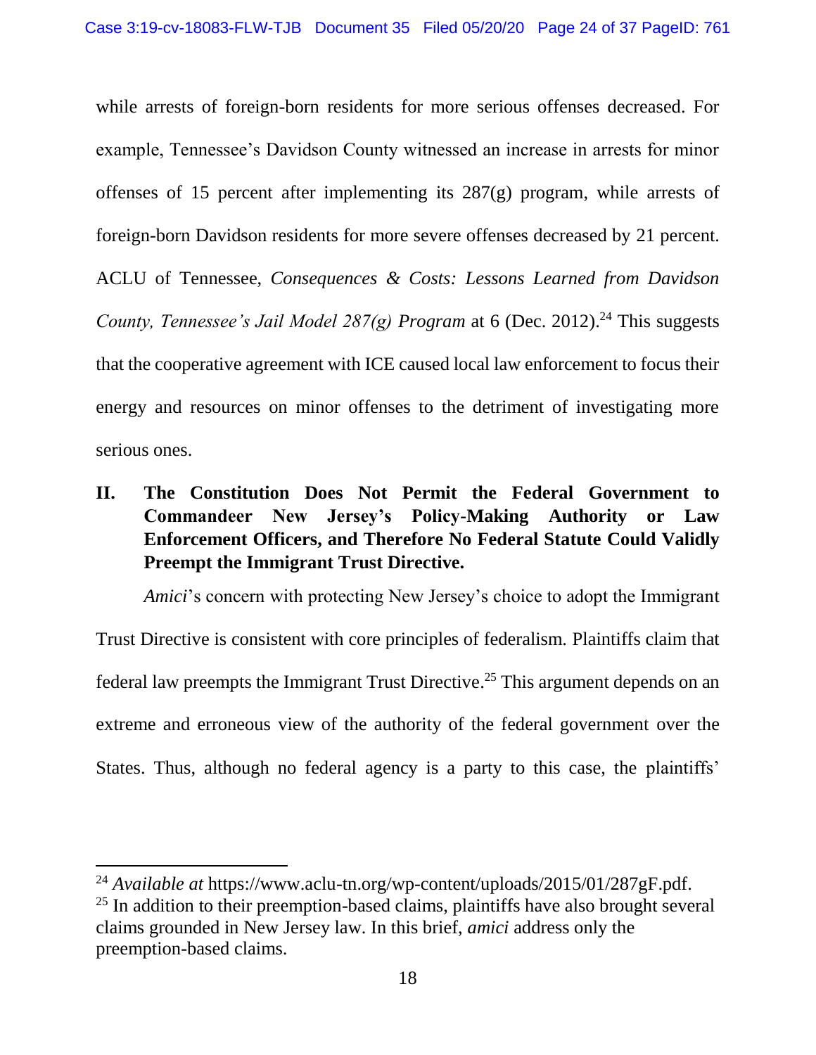while arrests of foreign-born residents for more serious offenses decreased. For example, Tennessee's Davidson County witnessed an increase in arrests for minor offenses of 15 percent after implementing its 287(g) program, while arrests of foreign-born Davidson residents for more severe offenses decreased by 21 percent. ACLU of Tennessee, *Consequences & Costs: Lessons Learned from Davidson County, Tennessee's Jail Model 287(g) Program* at 6 (Dec. 2012).[24] This suggests that the cooperative agreement with ICE caused local law enforcement to focus their energy and resources on minor offenses to the detriment of investigating more serious ones.

## II. The Constitution Does Not Permit the Federal Government to Commandeer New Jersey's Policy-Making Authority or Law Enforcement Officers, and Therefore No Federal Statute Could Validly Preempt the Immigrant Trust Directive.

*Amici*'s concern with protecting New Jersey's choice to adopt the Immigrant Trust Directive is consistent with core principles of federalism. Plaintiffs claim that federal law preempts the Immigrant Trust Directive.[25] This argument depends on an extreme and erroneous view of the authority of the federal government over the States. Thus, although no federal agency is a party to this case, the plaintiffs'

---

[24] *Available at* https://www.aclu-tn.org/wp-content/uploads/2015/01/287gF.pdf.

[25] In addition to their preemption-based claims, plaintiffs have also brought several claims grounded in New Jersey law. In this brief, *amici* address only the preemption-based claims.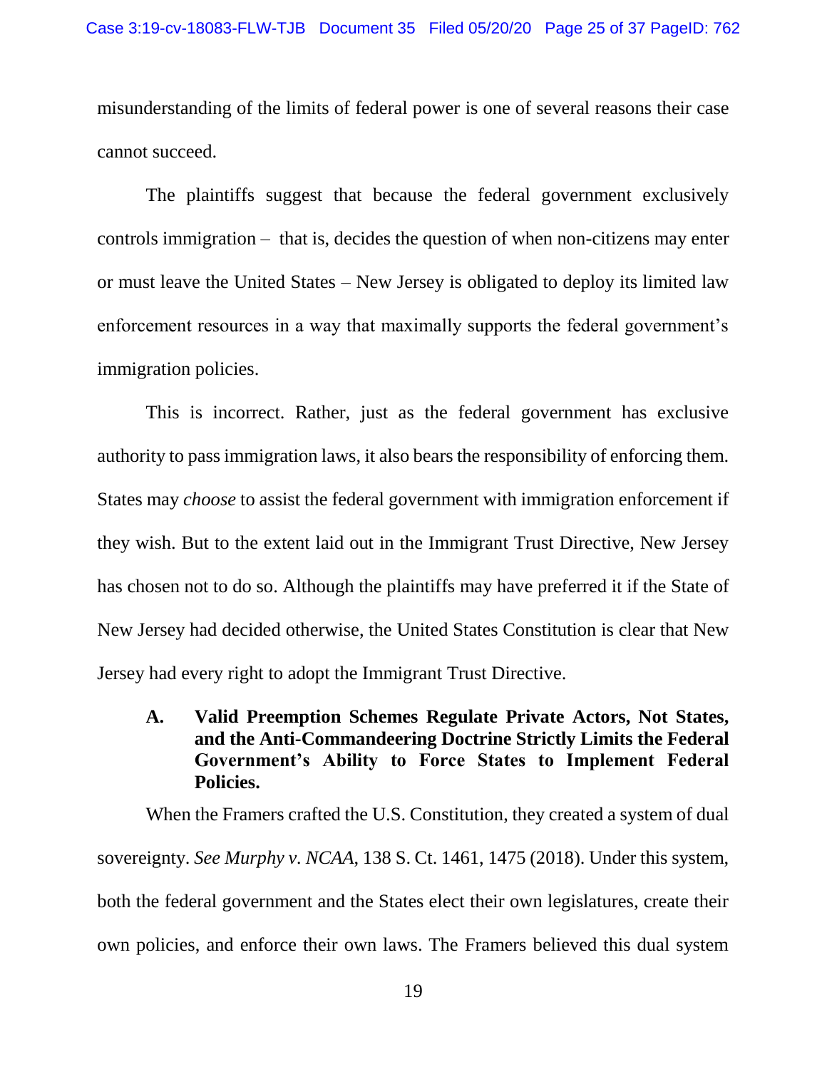misunderstanding of the limits of federal power is one of several reasons their case cannot succeed.

The plaintiffs suggest that because the federal government exclusively controls immigration – that is, decides the question of when non-citizens may enter or must leave the United States – New Jersey is obligated to deploy its limited law enforcement resources in a way that maximally supports the federal government's immigration policies.

This is incorrect. Rather, just as the federal government has exclusive authority to pass immigration laws, it also bears the responsibility of enforcing them. States may *choose* to assist the federal government with immigration enforcement if they wish. But to the extent laid out in the Immigrant Trust Directive, New Jersey has chosen not to do so. Although the plaintiffs may have preferred it if the State of New Jersey had decided otherwise, the United States Constitution is clear that New Jersey had every right to adopt the Immigrant Trust Directive.

### A. Valid Preemption Schemes Regulate Private Actors, Not States, and the Anti-Commandeering Doctrine Strictly Limits the Federal Government's Ability to Force States to Implement Federal Policies.

When the Framers crafted the U.S. Constitution, they created a system of dual sovereignty. *See Murphy v. NCAA*, 138 S. Ct. 1461, 1475 (2018). Under this system, both the federal government and the States elect their own legislatures, create their own policies, and enforce their own laws. The Framers believed this dual system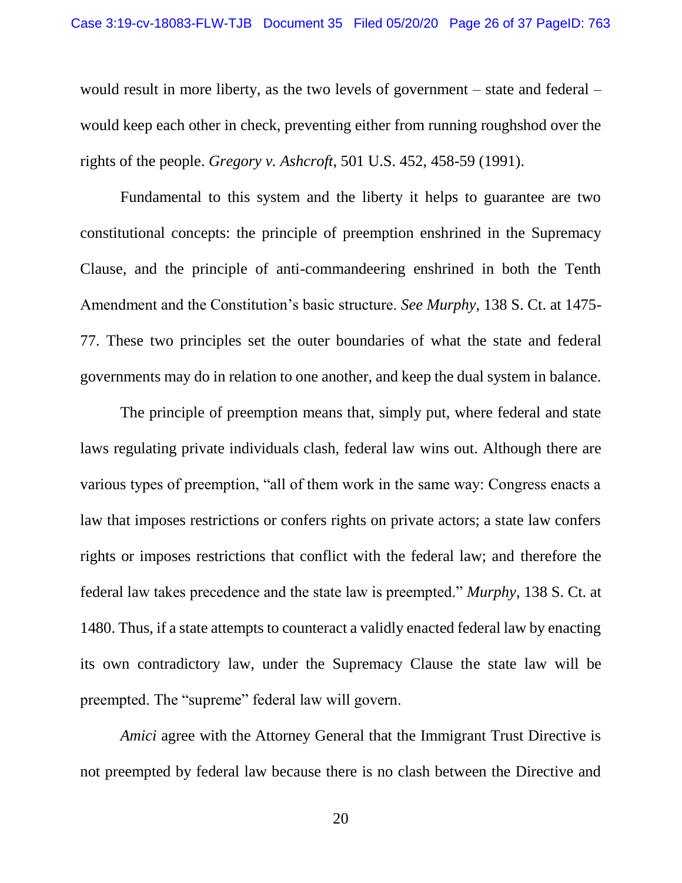would result in more liberty, as the two levels of government – state and federal – would keep each other in check, preventing either from running roughshod over the rights of the people. *Gregory v. Ashcroft*, 501 U.S. 452, 458-59 (1991).

Fundamental to this system and the liberty it helps to guarantee are two constitutional concepts: the principle of preemption enshrined in the Supremacy Clause, and the principle of anti-commandeering enshrined in both the Tenth Amendment and the Constitution's basic structure. *See Murphy*, 138 S. Ct. at 1475-77. These two principles set the outer boundaries of what the state and federal governments may do in relation to one another, and keep the dual system in balance.

The principle of preemption means that, simply put, where federal and state laws regulating private individuals clash, federal law wins out. Although there are various types of preemption, "all of them work in the same way: Congress enacts a law that imposes restrictions or confers rights on private actors; a state law confers rights or imposes restrictions that conflict with the federal law; and therefore the federal law takes precedence and the state law is preempted." *Murphy*, 138 S. Ct. at 1480. Thus, if a state attempts to counteract a validly enacted federal law by enacting its own contradictory law, under the Supremacy Clause the state law will be preempted. The "supreme" federal law will govern.

*Amici* agree with the Attorney General that the Immigrant Trust Directive is not preempted by federal law because there is no clash between the Directive and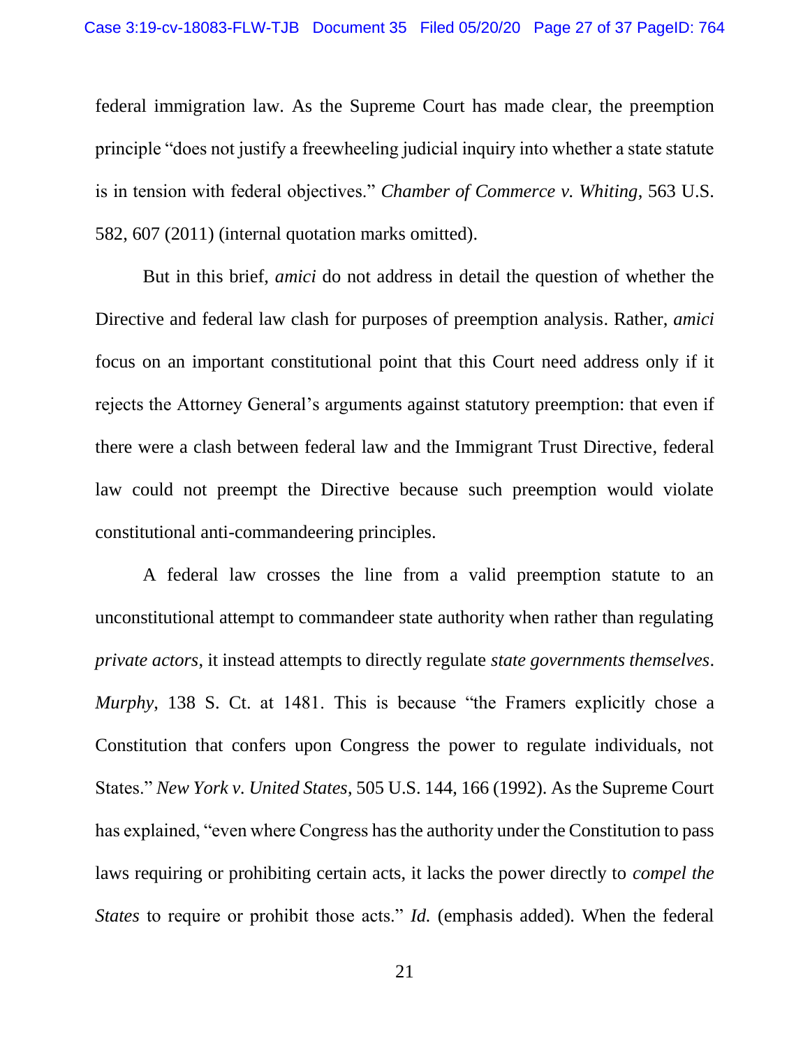federal immigration law. As the Supreme Court has made clear, the preemption principle "does not justify a freewheeling judicial inquiry into whether a state statute is in tension with federal objectives." *Chamber of Commerce v. Whiting*, 563 U.S. 582, 607 (2011) (internal quotation marks omitted).

But in this brief, *amici* do not address in detail the question of whether the Directive and federal law clash for purposes of preemption analysis. Rather, *amici* focus on an important constitutional point that this Court need address only if it rejects the Attorney General's arguments against statutory preemption: that even if there were a clash between federal law and the Immigrant Trust Directive, federal law could not preempt the Directive because such preemption would violate constitutional anti-commandeering principles.

A federal law crosses the line from a valid preemption statute to an unconstitutional attempt to commandeer state authority when rather than regulating *private actors*, it instead attempts to directly regulate *state governments themselves*. *Murphy*, 138 S. Ct. at 1481. This is because "the Framers explicitly chose a Constitution that confers upon Congress the power to regulate individuals, not States." *New York v. United States*, 505 U.S. 144, 166 (1992). As the Supreme Court has explained, "even where Congress has the authority under the Constitution to pass laws requiring or prohibiting certain acts, it lacks the power directly to *compel the States* to require or prohibit those acts." *Id.* (emphasis added). When the federal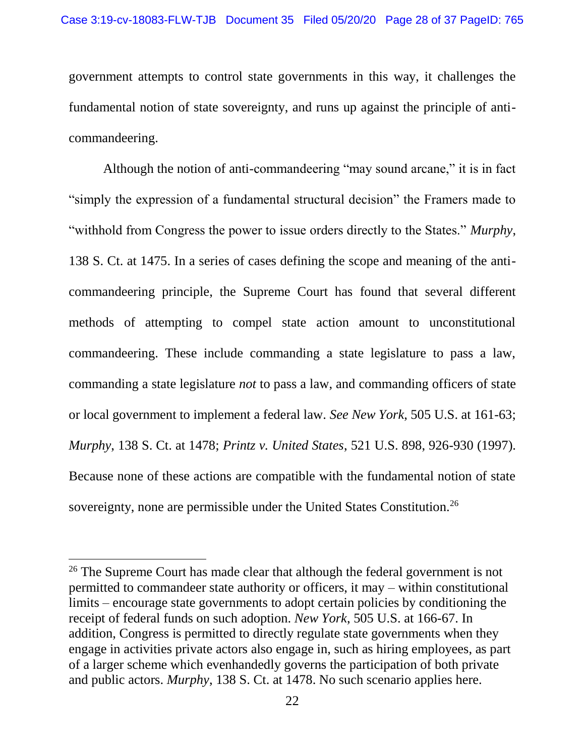government attempts to control state governments in this way, it challenges the fundamental notion of state sovereignty, and runs up against the principle of anti-commandeering.

Although the notion of anti-commandeering "may sound arcane," it is in fact "simply the expression of a fundamental structural decision" the Framers made to "withhold from Congress the power to issue orders directly to the States." *Murphy*, 138 S. Ct. at 1475. In a series of cases defining the scope and meaning of the anti-commandeering principle, the Supreme Court has found that several different methods of attempting to compel state action amount to unconstitutional commandeering. These include commanding a state legislature to pass a law, commanding a state legislature *not* to pass a law, and commanding officers of state or local government to implement a federal law. *See New York*, 505 U.S. at 161-63; *Murphy*, 138 S. Ct. at 1478; *Printz v. United States*, 521 U.S. 898, 926-930 (1997). Because none of these actions are compatible with the fundamental notion of state sovereignty, none are permissible under the United States Constitution.[26]

---

[26] The Supreme Court has made clear that although the federal government is not permitted to commandeer state authority or officers, it may – within constitutional limits – encourage state governments to adopt certain policies by conditioning the receipt of federal funds on such adoption. *New York*, 505 U.S. at 166-67. In addition, Congress is permitted to directly regulate state governments when they engage in activities private actors also engage in, such as hiring employees, as part of a larger scheme which evenhandedly governs the participation of both private and public actors. *Murphy*, 138 S. Ct. at 1478. No such scenario applies here.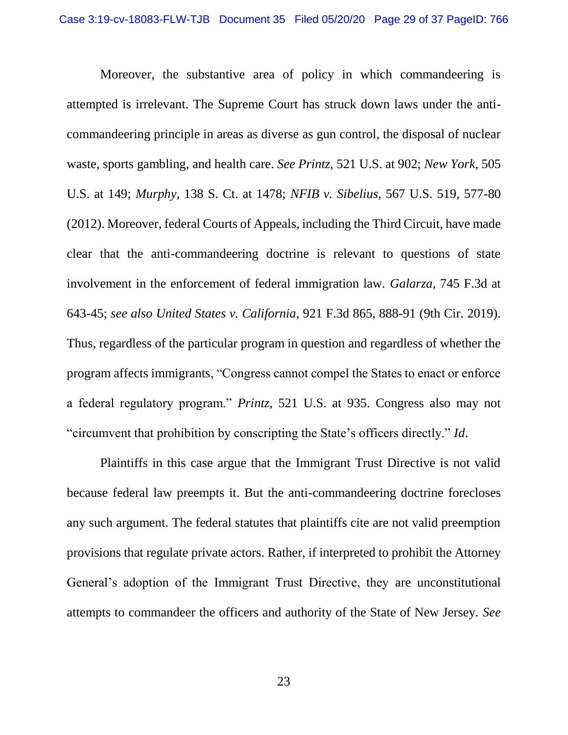Moreover, the substantive area of policy in which commandeering is attempted is irrelevant. The Supreme Court has struck down laws under the anti-commandeering principle in areas as diverse as gun control, the disposal of nuclear waste, sports gambling, and health care. *See Printz*, 521 U.S. at 902; *New York*, 505 U.S. at 149; *Murphy*, 138 S. Ct. at 1478; *NFIB v. Sibelius*, 567 U.S. 519, 577-80 (2012). Moreover, federal Courts of Appeals, including the Third Circuit, have made clear that the anti-commandeering doctrine is relevant to questions of state involvement in the enforcement of federal immigration law. *Galarza*, 745 F.3d at 643-45; *see also United States v. California*, 921 F.3d 865, 888-91 (9th Cir. 2019). Thus, regardless of the particular program in question and regardless of whether the program affects immigrants, "Congress cannot compel the States to enact or enforce a federal regulatory program." *Printz,* 521 U.S. at 935. Congress also may not "circumvent that prohibition by conscripting the State's officers directly." *Id*.

Plaintiffs in this case argue that the Immigrant Trust Directive is not valid because federal law preempts it. But the anti-commandeering doctrine forecloses any such argument. The federal statutes that plaintiffs cite are not valid preemption provisions that regulate private actors. Rather, if interpreted to prohibit the Attorney General's adoption of the Immigrant Trust Directive, they are unconstitutional attempts to commandeer the officers and authority of the State of New Jersey. *See*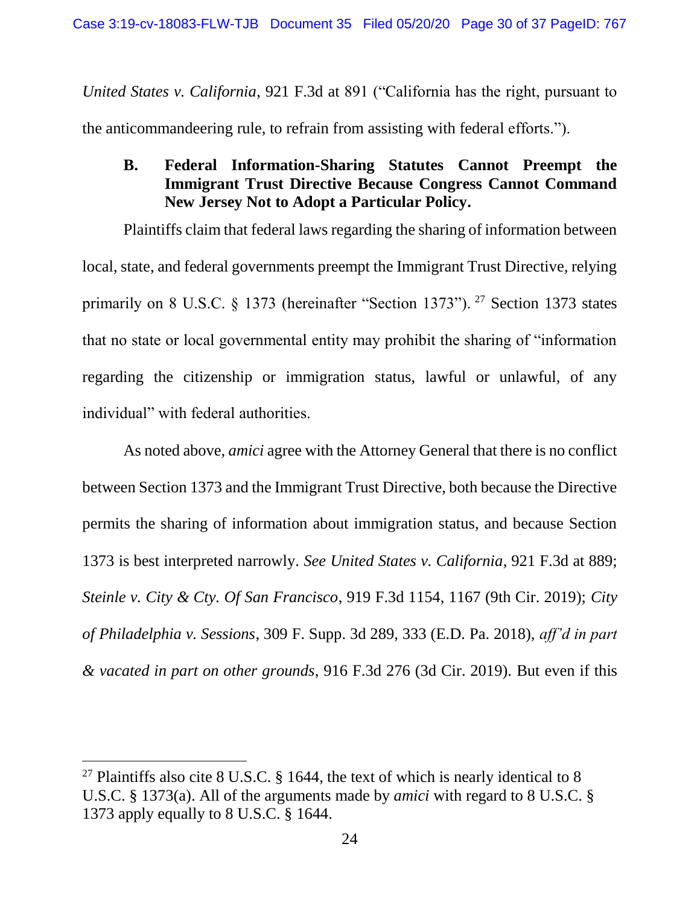*United States v. California*, 921 F.3d at 891 ("California has the right, pursuant to the anticommandeering rule, to refrain from assisting with federal efforts.").

### B. Federal Information-Sharing Statutes Cannot Preempt the Immigrant Trust Directive Because Congress Cannot Command New Jersey Not to Adopt a Particular Policy.

Plaintiffs claim that federal laws regarding the sharing of information between local, state, and federal governments preempt the Immigrant Trust Directive, relying primarily on 8 U.S.C. § 1373 (hereinafter "Section 1373").[27] Section 1373 states that no state or local governmental entity may prohibit the sharing of "information regarding the citizenship or immigration status, lawful or unlawful, of any individual" with federal authorities.

As noted above, *amici* agree with the Attorney General that there is no conflict between Section 1373 and the Immigrant Trust Directive, both because the Directive permits the sharing of information about immigration status, and because Section 1373 is best interpreted narrowly. *See United States v. California*, 921 F.3d at 889; *Steinle v. City & Cty. Of San Francisco*, 919 F.3d 1154, 1167 (9th Cir. 2019); *City of Philadelphia v. Sessions*, 309 F. Supp. 3d 289, 333 (E.D. Pa. 2018), *aff'd in part & vacated in part on other grounds*, 916 F.3d 276 (3d Cir. 2019). But even if this

[27] Plaintiffs also cite 8 U.S.C. § 1644, the text of which is nearly identical to 8 U.S.C. § 1373(a). All of the arguments made by *amici* with regard to 8 U.S.C. § 1373 apply equally to 8 U.S.C. § 1644.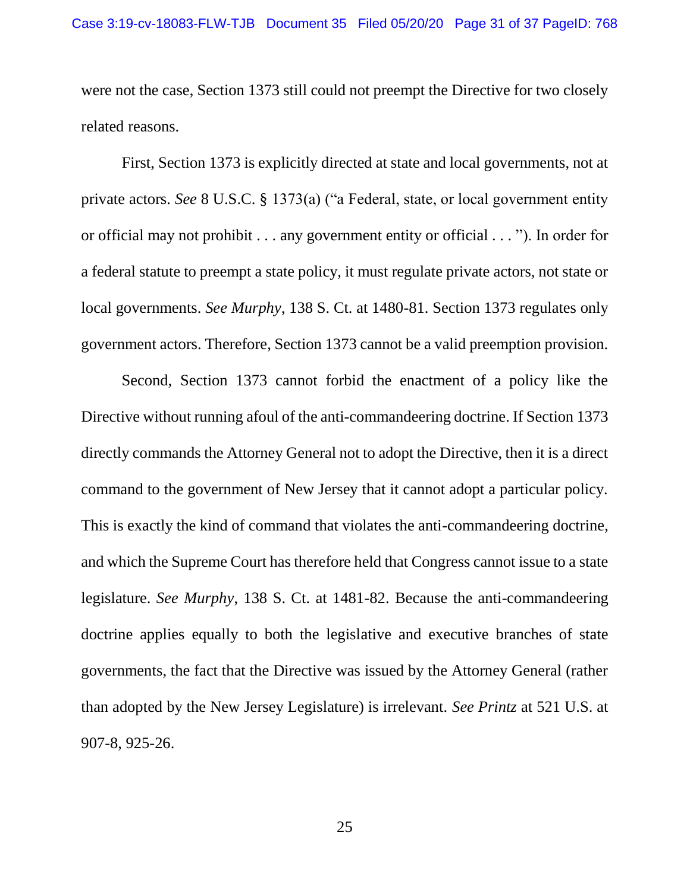were not the case, Section 1373 still could not preempt the Directive for two closely related reasons.

First, Section 1373 is explicitly directed at state and local governments, not at private actors. *See* 8 U.S.C. § 1373(a) ("a Federal, state, or local government entity or official may not prohibit . . . any government entity or official . . . "). In order for a federal statute to preempt a state policy, it must regulate private actors, not state or local governments. *See Murphy*, 138 S. Ct. at 1480-81. Section 1373 regulates only government actors. Therefore, Section 1373 cannot be a valid preemption provision.

Second, Section 1373 cannot forbid the enactment of a policy like the Directive without running afoul of the anti-commandeering doctrine. If Section 1373 directly commands the Attorney General not to adopt the Directive, then it is a direct command to the government of New Jersey that it cannot adopt a particular policy. This is exactly the kind of command that violates the anti-commandeering doctrine, and which the Supreme Court has therefore held that Congress cannot issue to a state legislature. *See Murphy*, 138 S. Ct. at 1481-82. Because the anti-commandeering doctrine applies equally to both the legislative and executive branches of state governments, the fact that the Directive was issued by the Attorney General (rather than adopted by the New Jersey Legislature) is irrelevant. *See Printz* at 521 U.S. at 907-8, 925-26.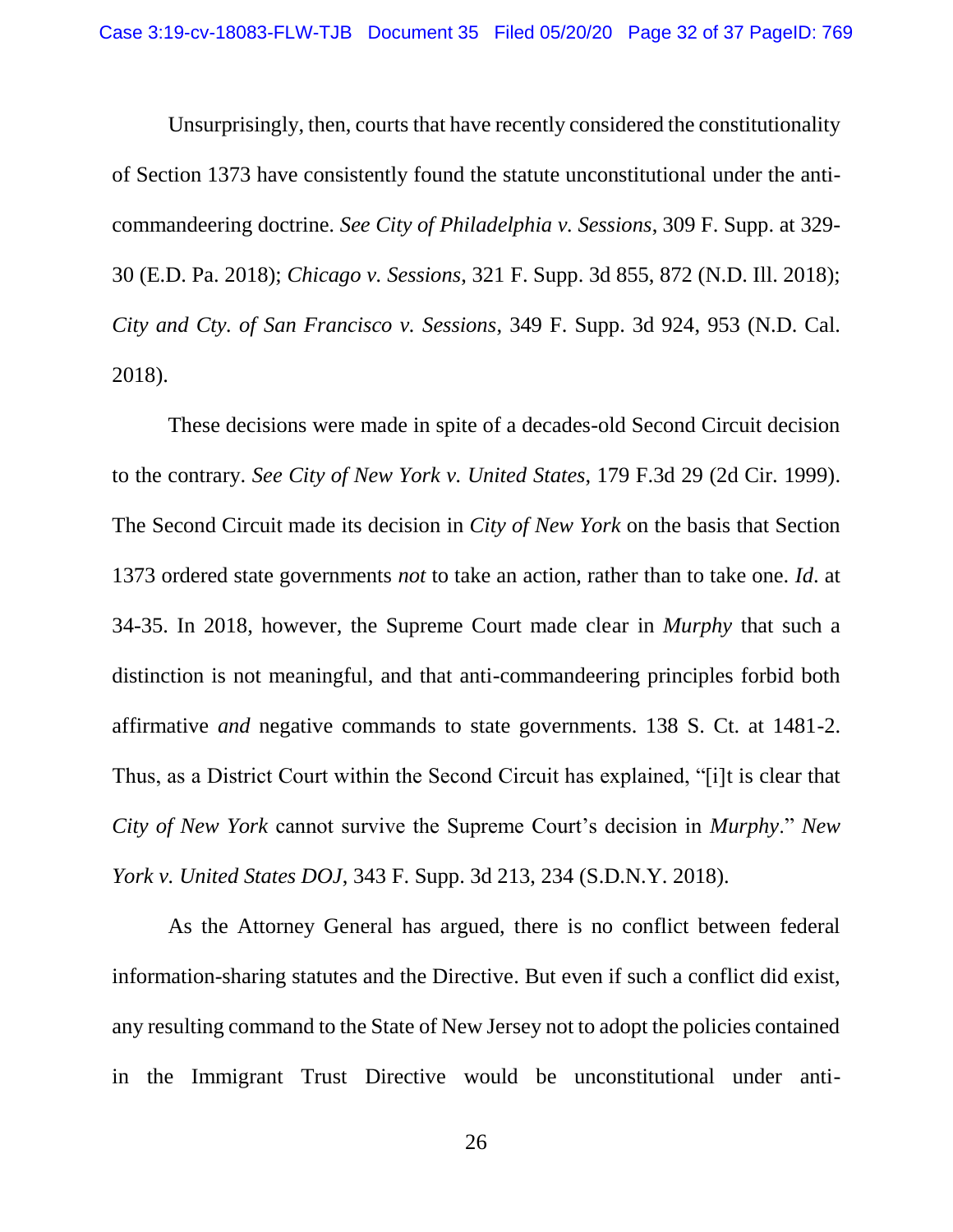Unsurprisingly, then, courts that have recently considered the constitutionality of Section 1373 have consistently found the statute unconstitutional under the anti-commandeering doctrine. *See City of Philadelphia v. Sessions*, 309 F. Supp. at 329-30 (E.D. Pa. 2018); *Chicago v. Sessions*, 321 F. Supp. 3d 855, 872 (N.D. Ill. 2018); *City and Cty. of San Francisco v. Sessions*, 349 F. Supp. 3d 924, 953 (N.D. Cal. 2018).

These decisions were made in spite of a decades-old Second Circuit decision to the contrary. *See City of New York v. United States*, 179 F.3d 29 (2d Cir. 1999). The Second Circuit made its decision in *City of New York* on the basis that Section 1373 ordered state governments *not* to take an action, rather than to take one. *Id*. at 34-35. In 2018, however, the Supreme Court made clear in *Murphy* that such a distinction is not meaningful, and that anti-commandeering principles forbid both affirmative *and* negative commands to state governments. 138 S. Ct. at 1481-2. Thus, as a District Court within the Second Circuit has explained, "[i]t is clear that *City of New York* cannot survive the Supreme Court's decision in *Murphy*." *New York v. United States DOJ*, 343 F. Supp. 3d 213, 234 (S.D.N.Y. 2018).

As the Attorney General has argued, there is no conflict between federal information-sharing statutes and the Directive. But even if such a conflict did exist, any resulting command to the State of New Jersey not to adopt the policies contained in the Immigrant Trust Directive would be unconstitutional under anti-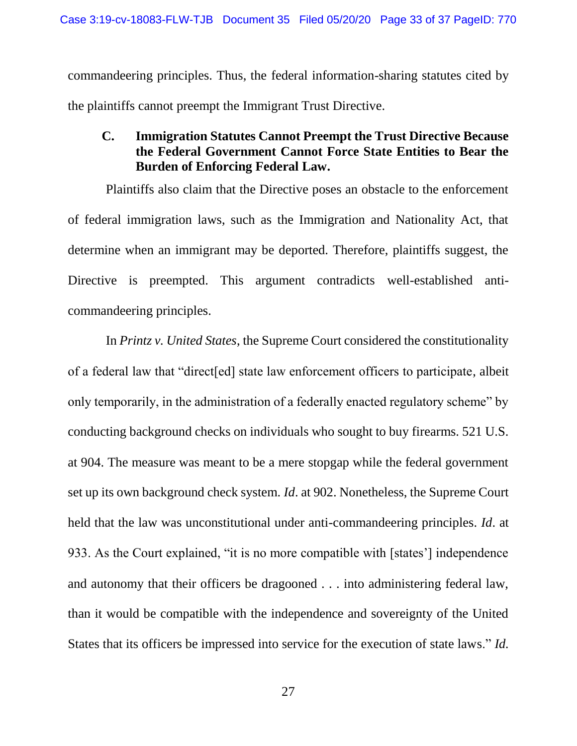commandeering principles. Thus, the federal information-sharing statutes cited by the plaintiffs cannot preempt the Immigrant Trust Directive.

### C. Immigration Statutes Cannot Preempt the Trust Directive Because the Federal Government Cannot Force State Entities to Bear the Burden of Enforcing Federal Law.

Plaintiffs also claim that the Directive poses an obstacle to the enforcement of federal immigration laws, such as the Immigration and Nationality Act, that determine when an immigrant may be deported. Therefore, plaintiffs suggest, the Directive is preempted. This argument contradicts well-established anti-commandeering principles.

In *Printz v. United States*, the Supreme Court considered the constitutionality of a federal law that "direct[ed] state law enforcement officers to participate, albeit only temporarily, in the administration of a federally enacted regulatory scheme" by conducting background checks on individuals who sought to buy firearms. 521 U.S. at 904. The measure was meant to be a mere stopgap while the federal government set up its own background check system. *Id*. at 902. Nonetheless, the Supreme Court held that the law was unconstitutional under anti-commandeering principles. *Id*. at 933. As the Court explained, "it is no more compatible with [states'] independence and autonomy that their officers be dragooned . . . into administering federal law, than it would be compatible with the independence and sovereignty of the United States that its officers be impressed into service for the execution of state laws." *Id.*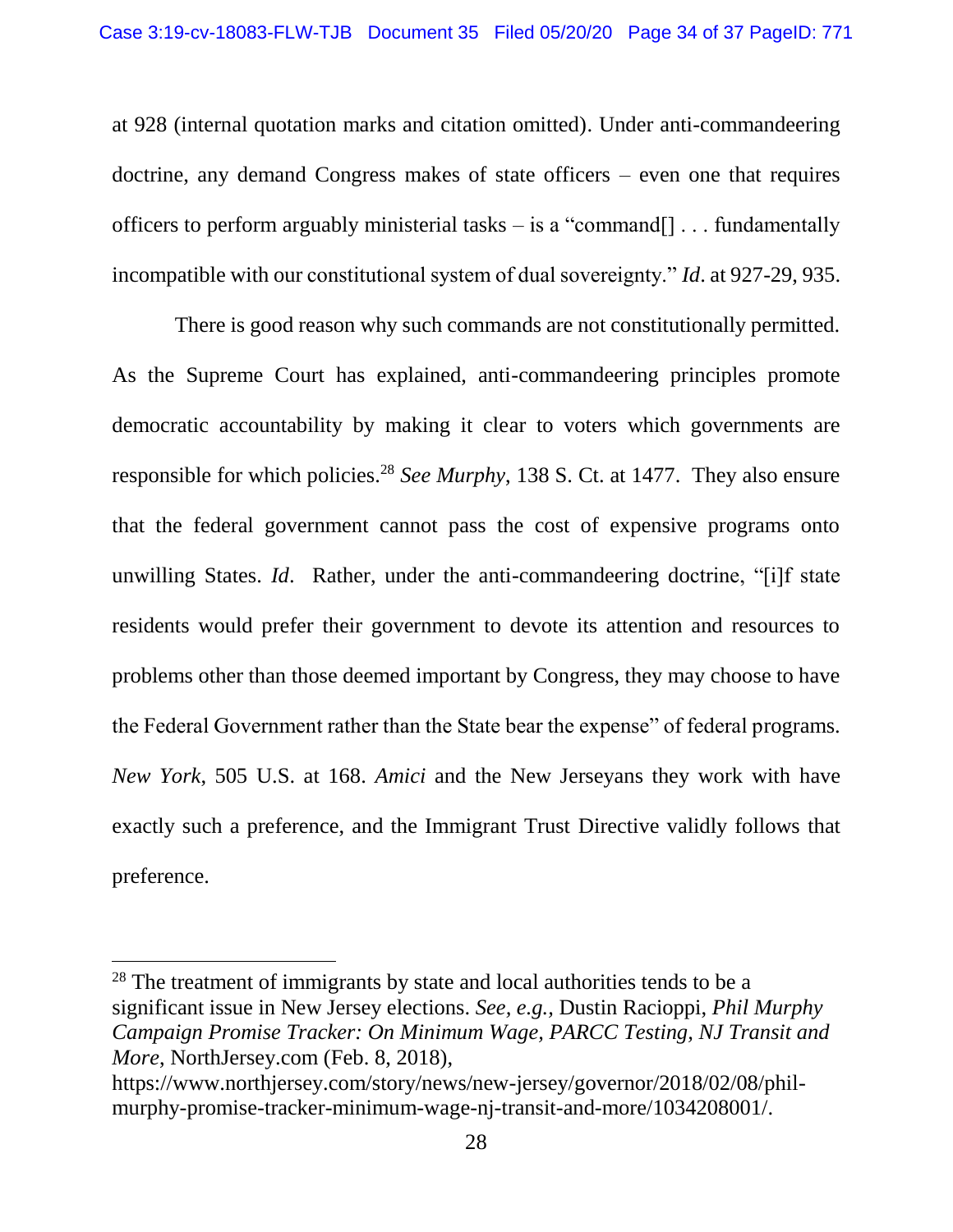at 928 (internal quotation marks and citation omitted). Under anti-commandeering doctrine, any demand Congress makes of state officers – even one that requires officers to perform arguably ministerial tasks – is a "command[] . . . fundamentally incompatible with our constitutional system of dual sovereignty." *Id*. at 927-29, 935.

There is good reason why such commands are not constitutionally permitted. As the Supreme Court has explained, anti-commandeering principles promote democratic accountability by making it clear to voters which governments are responsible for which policies.[28] *See Murphy*, 138 S. Ct. at 1477. They also ensure that the federal government cannot pass the cost of expensive programs onto unwilling States. *Id*. Rather, under the anti-commandeering doctrine, "[i]f state residents would prefer their government to devote its attention and resources to problems other than those deemed important by Congress, they may choose to have the Federal Government rather than the State bear the expense" of federal programs. *New York*, 505 U.S. at 168. *Amici* and the New Jerseyans they work with have exactly such a preference, and the Immigrant Trust Directive validly follows that preference.

---

[28] The treatment of immigrants by state and local authorities tends to be a significant issue in New Jersey elections. *See, e.g.*, Dustin Racioppi, *Phil Murphy Campaign Promise Tracker: On Minimum Wage, PARCC Testing, NJ Transit and More*, NorthJersey.com (Feb. 8, 2018), https://www.northjersey.com/story/news/new-jersey/governor/2018/02/08/phil-murphy-promise-tracker-minimum-wage-nj-transit-and-more/1034208001/.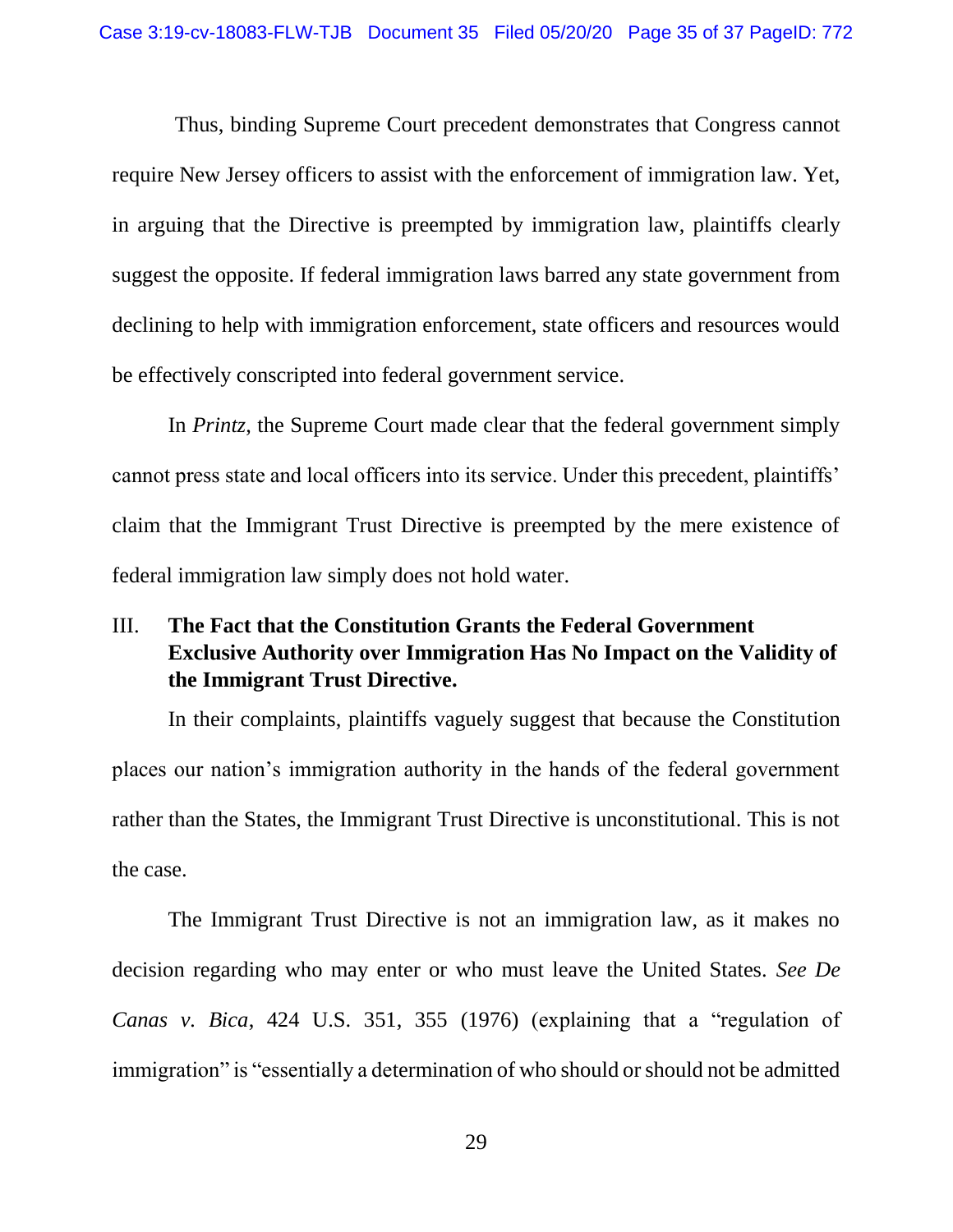Thus, binding Supreme Court precedent demonstrates that Congress cannot require New Jersey officers to assist with the enforcement of immigration law. Yet, in arguing that the Directive is preempted by immigration law, plaintiffs clearly suggest the opposite. If federal immigration laws barred any state government from declining to help with immigration enforcement, state officers and resources would be effectively conscripted into federal government service.

In *Printz*, the Supreme Court made clear that the federal government simply cannot press state and local officers into its service. Under this precedent, plaintiffs' claim that the Immigrant Trust Directive is preempted by the mere existence of federal immigration law simply does not hold water.

## III. The Fact that the Constitution Grants the Federal Government Exclusive Authority over Immigration Has No Impact on the Validity of the Immigrant Trust Directive.

In their complaints, plaintiffs vaguely suggest that because the Constitution places our nation's immigration authority in the hands of the federal government rather than the States, the Immigrant Trust Directive is unconstitutional. This is not the case.

The Immigrant Trust Directive is not an immigration law, as it makes no decision regarding who may enter or who must leave the United States. *See De Canas v. Bica*, 424 U.S. 351, 355 (1976) (explaining that a "regulation of immigration" is "essentially a determination of who should or should not be admitted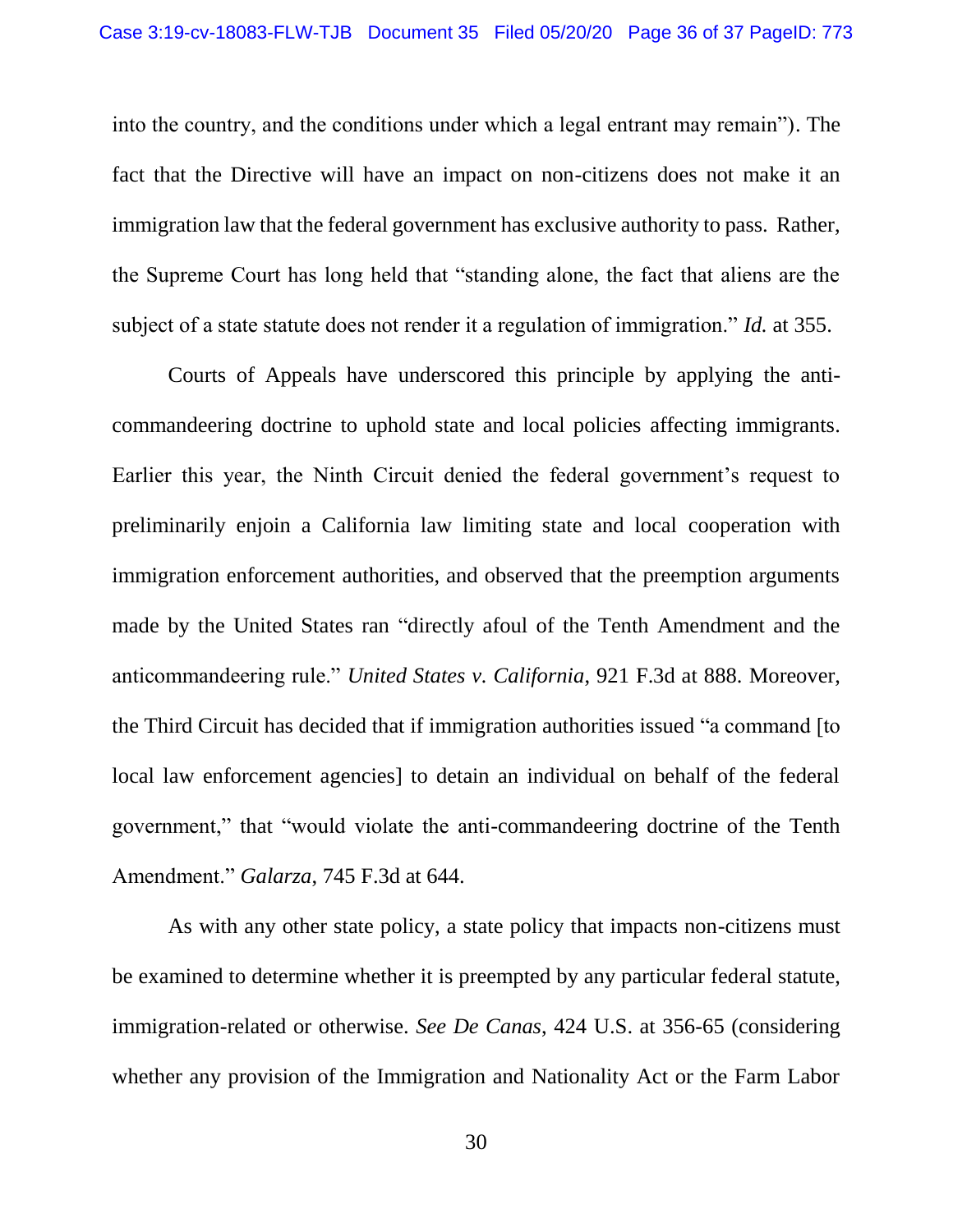into the country, and the conditions under which a legal entrant may remain"). The fact that the Directive will have an impact on non-citizens does not make it an immigration law that the federal government has exclusive authority to pass. Rather, the Supreme Court has long held that "standing alone, the fact that aliens are the subject of a state statute does not render it a regulation of immigration." *Id.* at 355.

Courts of Appeals have underscored this principle by applying the anti-commandeering doctrine to uphold state and local policies affecting immigrants. Earlier this year, the Ninth Circuit denied the federal government's request to preliminarily enjoin a California law limiting state and local cooperation with immigration enforcement authorities, and observed that the preemption arguments made by the United States ran "directly afoul of the Tenth Amendment and the anticommandeering rule." *United States v. California*, 921 F.3d at 888. Moreover, the Third Circuit has decided that if immigration authorities issued "a command [to local law enforcement agencies] to detain an individual on behalf of the federal government," that "would violate the anti-commandeering doctrine of the Tenth Amendment." *Galarza*, 745 F.3d at 644.

As with any other state policy, a state policy that impacts non-citizens must be examined to determine whether it is preempted by any particular federal statute, immigration-related or otherwise. *See De Canas*, 424 U.S. at 356-65 (considering whether any provision of the Immigration and Nationality Act or the Farm Labor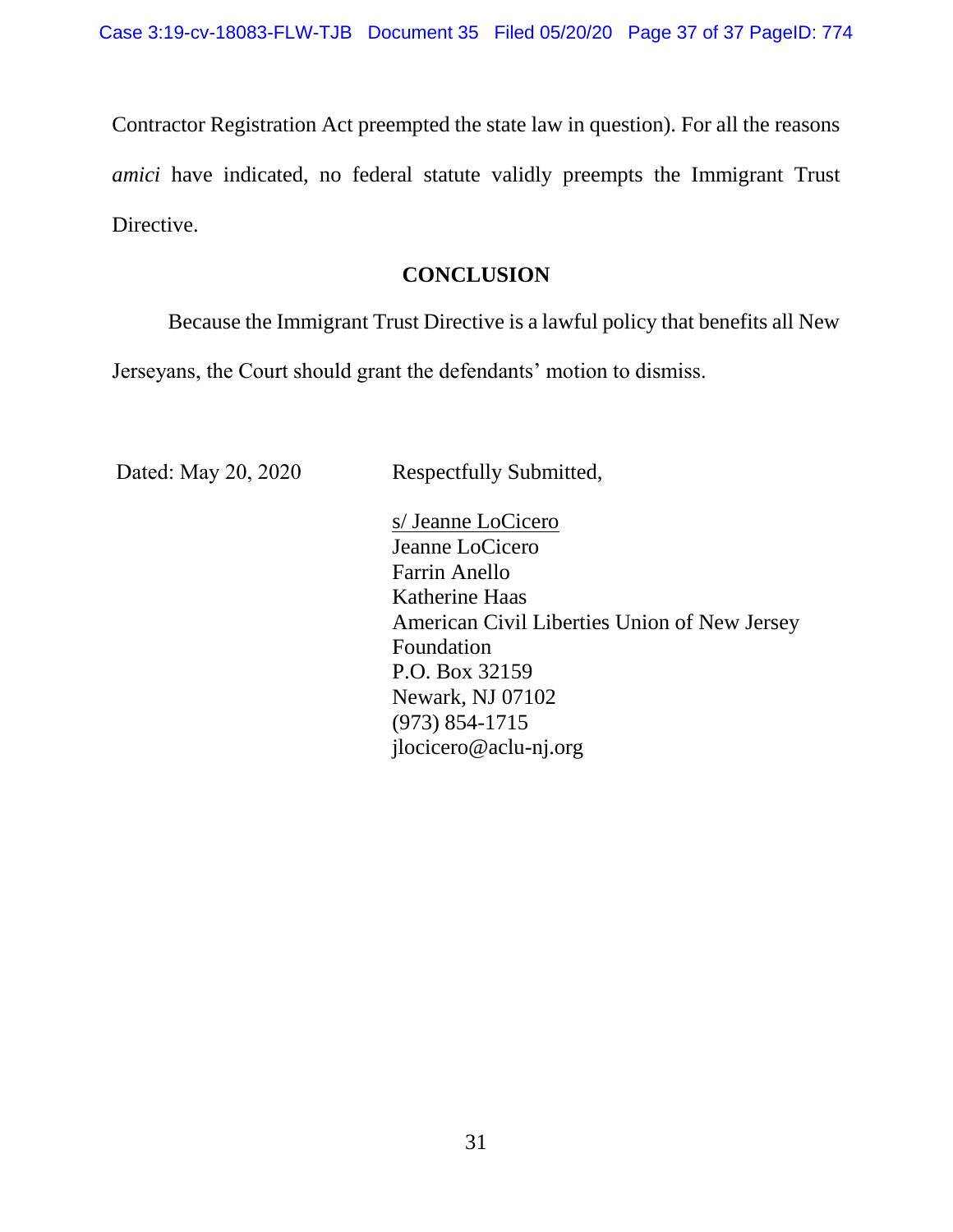Contractor Registration Act preempted the state law in question). For all the reasons *amici* have indicated, no federal statute validly preempts the Immigrant Trust Directive.

## CONCLUSION

Because the Immigrant Trust Directive is a lawful policy that benefits all New Jerseyans, the Court should grant the defendants' motion to dismiss.

Dated: May 20, 2020

Respectfully Submitted,

s/ Jeanne LoCicero
Jeanne LoCicero
Farrin Anello
Katherine Haas
American Civil Liberties Union of New Jersey Foundation
P.O. Box 32159
Newark, NJ 07102
(973) 854-1715
jlocicero@aclu-nj.org